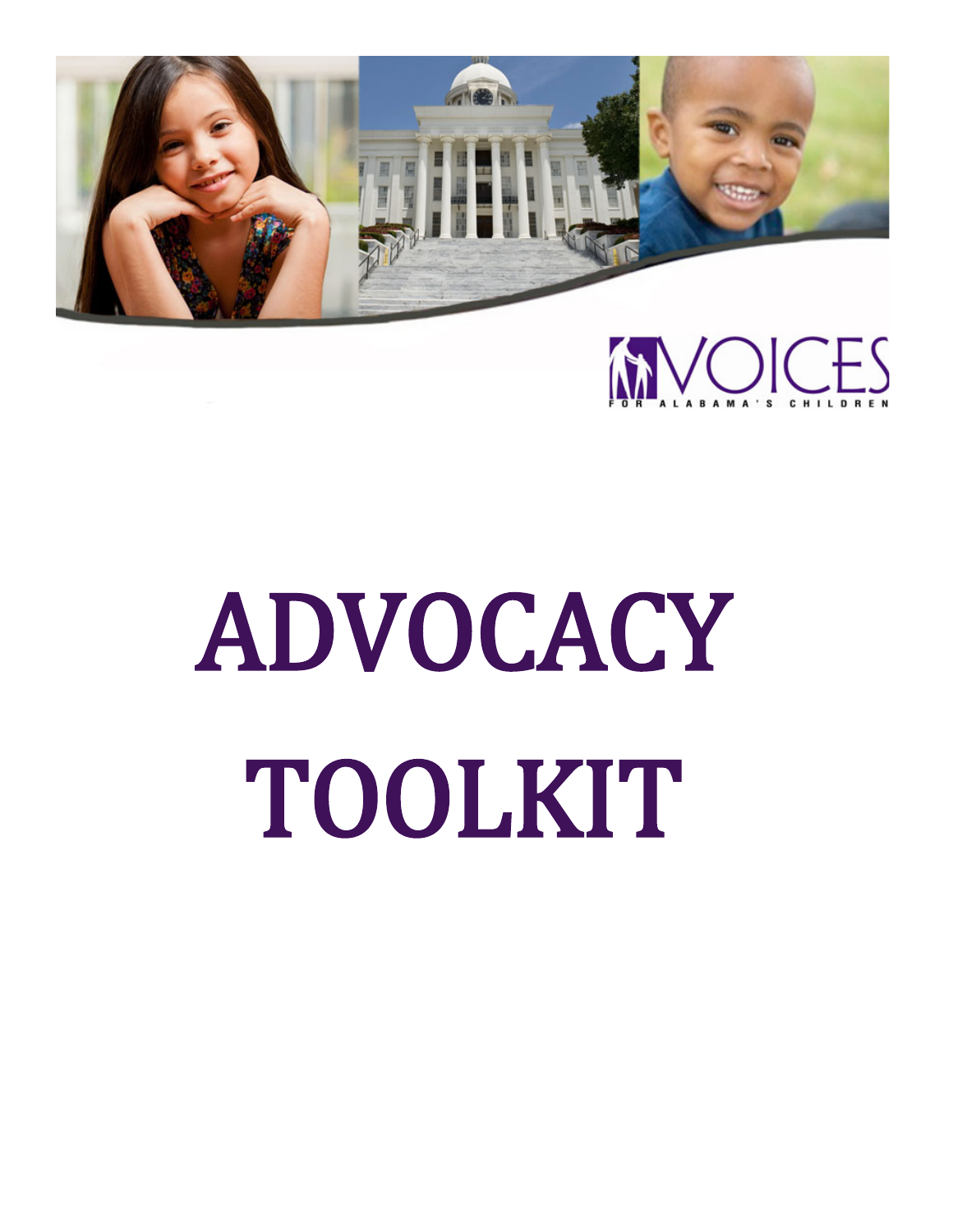VOICES FOR ALABAMA'S CHILDREN

# ADVOCACY TOOLKIT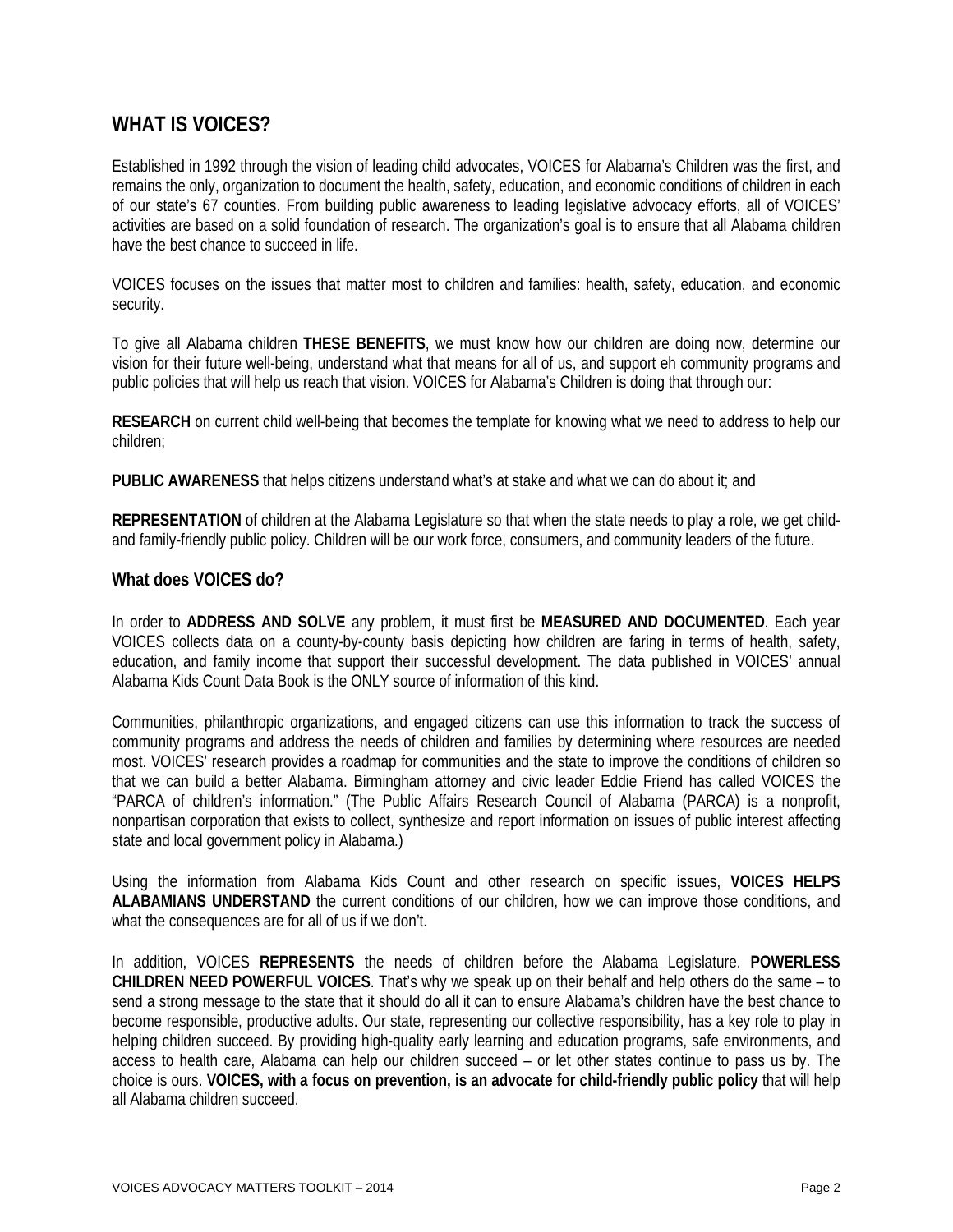## WHAT IS VOICES?

Established in 1992 through the vision of leading child advocates, VOICES for Alabama's Children was the first, and remains the only, organization to document the health, safety, education, and economic conditions of children in each of our state's 67 counties. From building public awareness to leading legislative advocacy efforts, all of VOICES' activities are based on a solid foundation of research. The organization's goal is to ensure that all Alabama children have the best chance to succeed in life.

VOICES focuses on the issues that matter most to children and families: health, safety, education, and economic security.

To give all Alabama children **THESE BENEFITS**, we must know how our children are doing now, determine our vision for their future well-being, understand what that means for all of us, and support eh community programs and public policies that will help us reach that vision. VOICES for Alabama's Children is doing that through our:

**RESEARCH** on current child well-being that becomes the template for knowing what we need to address to help our children;

**PUBLIC AWARENESS** that helps citizens understand what's at stake and what we can do about it; and

**REPRESENTATION** of children at the Alabama Legislature so that when the state needs to play a role, we get child- and family-friendly public policy. Children will be our work force, consumers, and community leaders of the future.

### What does VOICES do?

In order to **ADDRESS AND SOLVE** any problem, it must first be **MEASURED AND DOCUMENTED**. Each year VOICES collects data on a county-by-county basis depicting how children are faring in terms of health, safety, education, and family income that support their successful development. The data published in VOICES' annual Alabama Kids Count Data Book is the ONLY source of information of this kind.

Communities, philanthropic organizations, and engaged citizens can use this information to track the success of community programs and address the needs of children and families by determining where resources are needed most. VOICES' research provides a roadmap for communities and the state to improve the conditions of children so that we can build a better Alabama. Birmingham attorney and civic leader Eddie Friend has called VOICES the "PARCA of children's information." (The Public Affairs Research Council of Alabama (PARCA) is a nonprofit, nonpartisan corporation that exists to collect, synthesize and report information on issues of public interest affecting state and local government policy in Alabama.)

Using the information from Alabama Kids Count and other research on specific issues, **VOICES HELPS ALABAMIANS UNDERSTAND** the current conditions of our children, how we can improve those conditions, and what the consequences are for all of us if we don't.

In addition, VOICES **REPRESENTS** the needs of children before the Alabama Legislature. **POWERLESS CHILDREN NEED POWERFUL VOICES**. That's why we speak up on their behalf and help others do the same – to send a strong message to the state that it should do all it can to ensure Alabama's children have the best chance to become responsible, productive adults. Our state, representing our collective responsibility, has a key role to play in helping children succeed. By providing high-quality early learning and education programs, safe environments, and access to health care, Alabama can help our children succeed – or let other states continue to pass us by. The choice is ours. **VOICES, with a focus on prevention, is an advocate for child-friendly public policy** that will help all Alabama children succeed.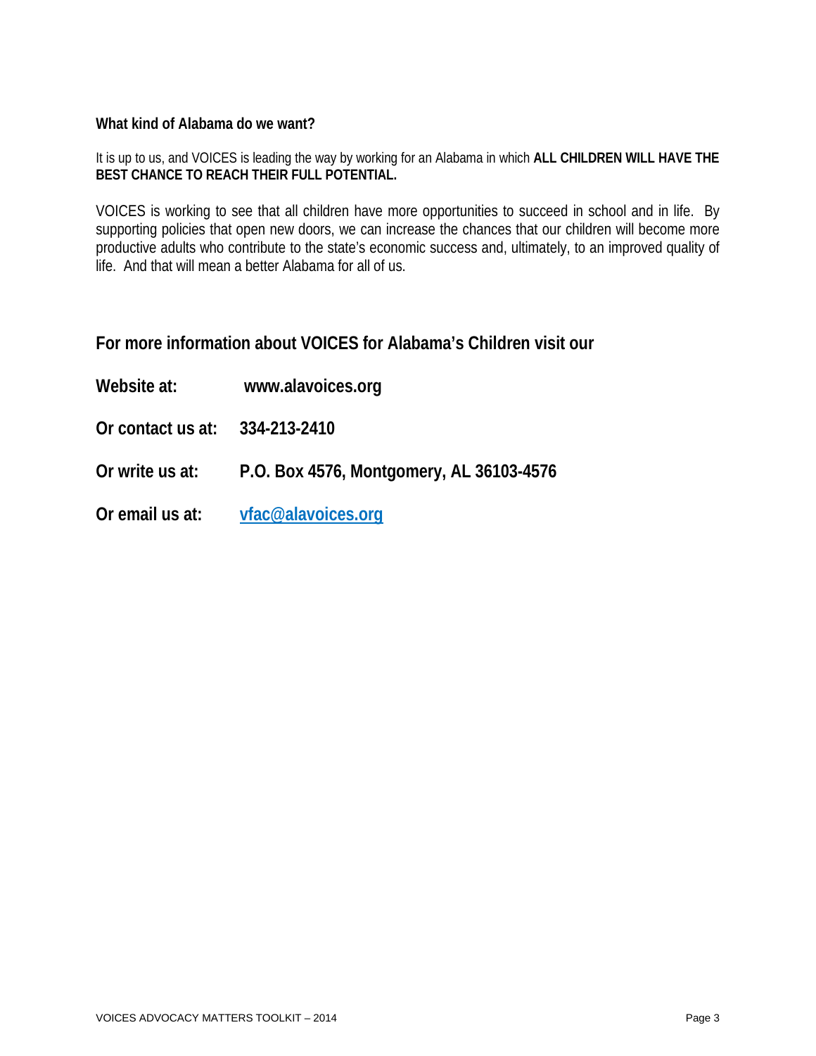**What kind of Alabama do we want?**

It is up to us, and VOICES is leading the way by working for an Alabama in which **ALL CHILDREN WILL HAVE THE BEST CHANCE TO REACH THEIR FULL POTENTIAL.**

VOICES is working to see that all children have more opportunities to succeed in school and in life. By supporting policies that open new doors, we can increase the chances that our children will become more productive adults who contribute to the state's economic success and, ultimately, to an improved quality of life. And that will mean a better Alabama for all of us.

## For more information about VOICES for Alabama's Children visit our

**Website at:** **www.alavoices.org**

**Or contact us at:** **334-213-2410**

**Or write us at:** **P.O. Box 4576, Montgomery, AL 36103-4576**

**Or email us at:** **vfac@alavoices.org**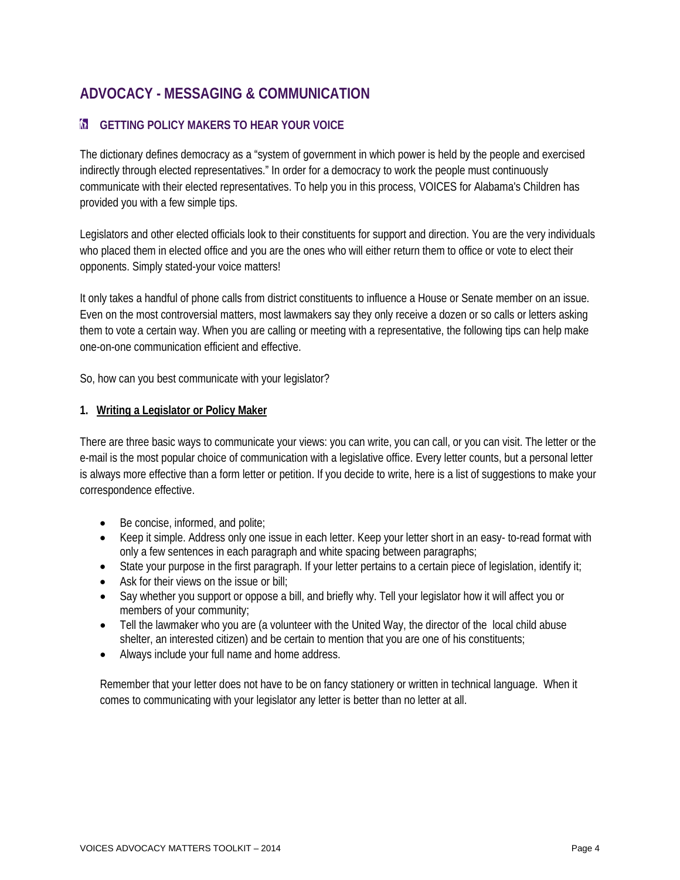# ADVOCACY - MESSAGING & COMMUNICATION

## GETTING POLICY MAKERS TO HEAR YOUR VOICE

The dictionary defines democracy as a "system of government in which power is held by the people and exercised indirectly through elected representatives." In order for a democracy to work the people must continuously communicate with their elected representatives. To help you in this process, VOICES for Alabama's Children has provided you with a few simple tips.

Legislators and other elected officials look to their constituents for support and direction. You are the very individuals who placed them in elected office and you are the ones who will either return them to office or vote to elect their opponents. Simply stated-your voice matters!

It only takes a handful of phone calls from district constituents to influence a House or Senate member on an issue. Even on the most controversial matters, most lawmakers say they only receive a dozen or so calls or letters asking them to vote a certain way. When you are calling or meeting with a representative, the following tips can help make one-on-one communication efficient and effective.

So, how can you best communicate with your legislator?

**1. <u>Writing a Legislator or Policy Maker</u>**

There are three basic ways to communicate your views: you can write, you can call, or you can visit. The letter or the e-mail is the most popular choice of communication with a legislative office. Every letter counts, but a personal letter is always more effective than a form letter or petition. If you decide to write, here is a list of suggestions to make your correspondence effective.

- Be concise, informed, and polite;
- Keep it simple. Address only one issue in each letter. Keep your letter short in an easy- to-read format with only a few sentences in each paragraph and white spacing between paragraphs;
- State your purpose in the first paragraph. If your letter pertains to a certain piece of legislation, identify it;
- Ask for their views on the issue or bill;
- Say whether you support or oppose a bill, and briefly why. Tell your legislator how it will affect you or members of your community;
- Tell the lawmaker who you are (a volunteer with the United Way, the director of the local child abuse shelter, an interested citizen) and be certain to mention that you are one of his constituents;
- Always include your full name and home address.

Remember that your letter does not have to be on fancy stationery or written in technical language. When it comes to communicating with your legislator any letter is better than no letter at all.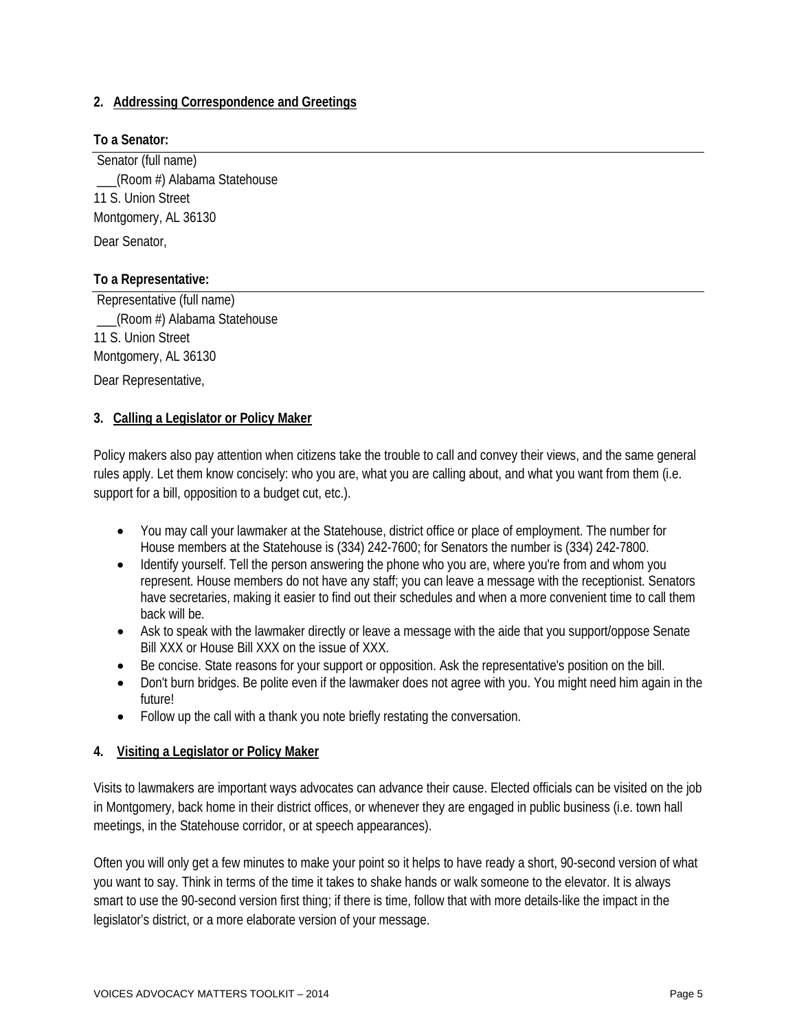### 2. Addressing Correspondence and Greetings

**To a Senator:**

Senator (full name)
___(Room #) Alabama Statehouse
11 S. Union Street
Montgomery, AL 36130

Dear Senator,

**To a Representative:**

Representative (full name)
___(Room #) Alabama Statehouse
11 S. Union Street
Montgomery, AL 36130

Dear Representative,

### 3. Calling a Legislator or Policy Maker

Policy makers also pay attention when citizens take the trouble to call and convey their views, and the same general rules apply. Let them know concisely: who you are, what you are calling about, and what you want from them (i.e. support for a bill, opposition to a budget cut, etc.).

- You may call your lawmaker at the Statehouse, district office or place of employment. The number for House members at the Statehouse is (334) 242-7600; for Senators the number is (334) 242-7800.
- Identify yourself. Tell the person answering the phone who you are, where you're from and whom you represent. House members do not have any staff; you can leave a message with the receptionist. Senators have secretaries, making it easier to find out their schedules and when a more convenient time to call them back will be.
- Ask to speak with the lawmaker directly or leave a message with the aide that you support/oppose Senate Bill XXX or House Bill XXX on the issue of XXX.
- Be concise. State reasons for your support or opposition. Ask the representative's position on the bill.
- Don't burn bridges. Be polite even if the lawmaker does not agree with you. You might need him again in the future!
- Follow up the call with a thank you note briefly restating the conversation.

### 4. Visiting a Legislator or Policy Maker

Visits to lawmakers are important ways advocates can advance their cause. Elected officials can be visited on the job in Montgomery, back home in their district offices, or whenever they are engaged in public business (i.e. town hall meetings, in the Statehouse corridor, or at speech appearances).

Often you will only get a few minutes to make your point so it helps to have ready a short, 90-second version of what you want to say. Think in terms of the time it takes to shake hands or walk someone to the elevator. It is always smart to use the 90-second version first thing; if there is time, follow that with more details-like the impact in the legislator's district, or a more elaborate version of your message.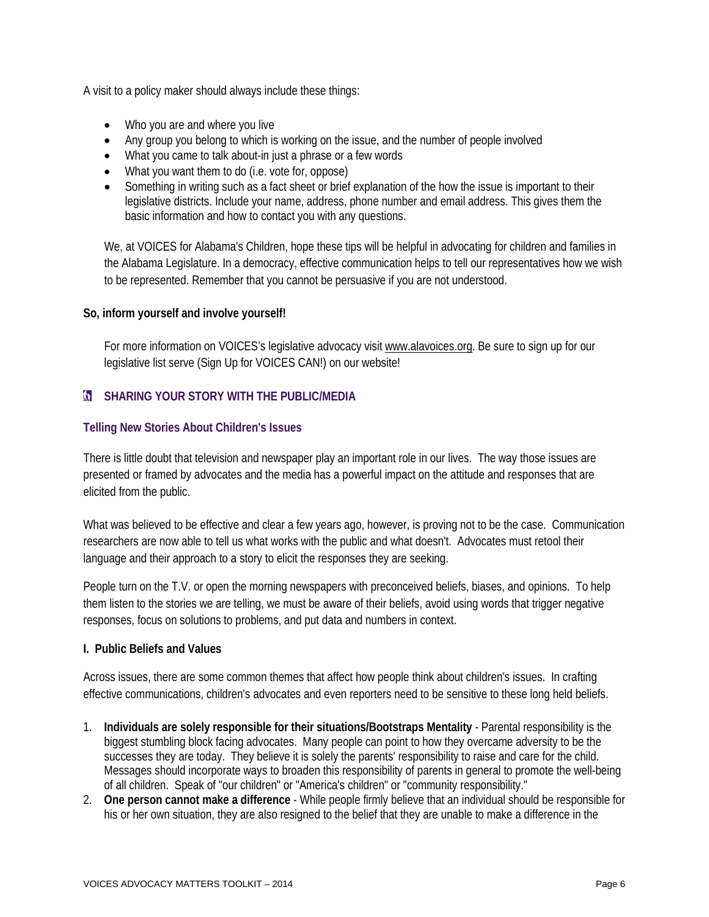A visit to a policy maker should always include these things:

- Who you are and where you live
- Any group you belong to which is working on the issue, and the number of people involved
- What you came to talk about-in just a phrase or a few words
- What you want them to do (i.e. vote for, oppose)
- Something in writing such as a fact sheet or brief explanation of the how the issue is important to their legislative districts. Include your name, address, phone number and email address. This gives them the basic information and how to contact you with any questions.

We, at VOICES for Alabama's Children, hope these tips will be helpful in advocating for children and families in the Alabama Legislature. In a democracy, effective communication helps to tell our representatives how we wish to be represented. Remember that you cannot be persuasive if you are not understood.

**So, inform yourself and involve yourself!**

For more information on VOICES's legislative advocacy visit www.alavoices.org. Be sure to sign up for our legislative list serve (Sign Up for VOICES CAN!) on our website!

## SHARING YOUR STORY WITH THE PUBLIC/MEDIA

### Telling New Stories About Children's Issues

There is little doubt that television and newspaper play an important role in our lives. The way those issues are presented or framed by advocates and the media has a powerful impact on the attitude and responses that are elicited from the public.

What was believed to be effective and clear a few years ago, however, is proving not to be the case. Communication researchers are now able to tell us what works with the public and what doesn't. Advocates must retool their language and their approach to a story to elicit the responses they are seeking.

People turn on the T.V. or open the morning newspapers with preconceived beliefs, biases, and opinions. To help them listen to the stories we are telling, we must be aware of their beliefs, avoid using words that trigger negative responses, focus on solutions to problems, and put data and numbers in context.

**I. Public Beliefs and Values**

Across issues, there are some common themes that affect how people think about children's issues. In crafting effective communications, children's advocates and even reporters need to be sensitive to these long held beliefs.

1. **Individuals are solely responsible for their situations/Bootstraps Mentality** - Parental responsibility is the biggest stumbling block facing advocates. Many people can point to how they overcame adversity to be the successes they are today. They believe it is solely the parents' responsibility to raise and care for the child. Messages should incorporate ways to broaden this responsibility of parents in general to promote the well-being of all children. Speak of "our children" or "America's children" or "community responsibility."
2. **One person cannot make a difference** - While people firmly believe that an individual should be responsible for his or her own situation, they are also resigned to the belief that they are unable to make a difference in the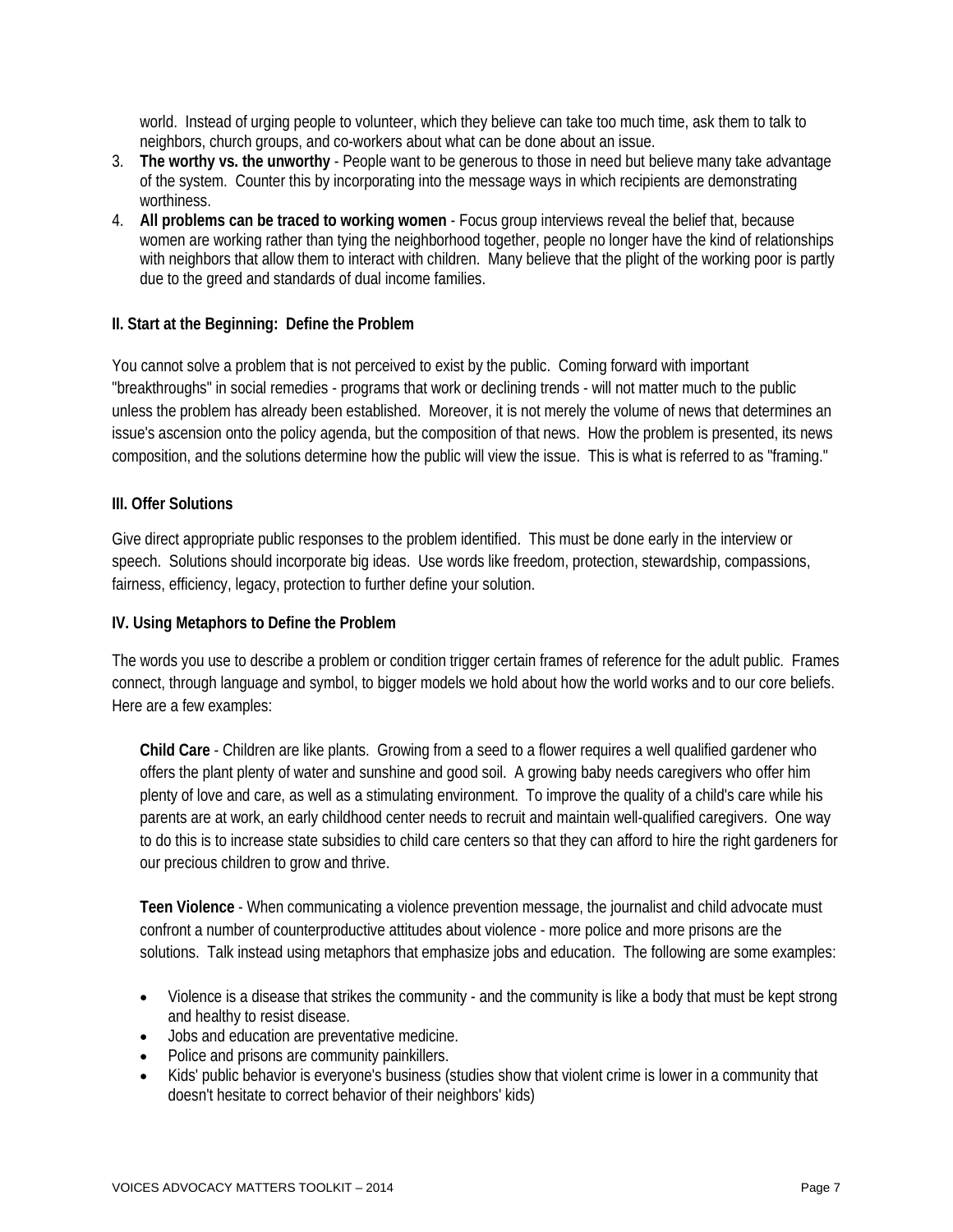world. Instead of urging people to volunteer, which they believe can take too much time, ask them to talk to neighbors, church groups, and co-workers about what can be done about an issue.

3. **The worthy vs. the unworthy** - People want to be generous to those in need but believe many take advantage of the system. Counter this by incorporating into the message ways in which recipients are demonstrating worthiness.
4. **All problems can be traced to working women** - Focus group interviews reveal the belief that, because women are working rather than tying the neighborhood together, people no longer have the kind of relationships with neighbors that allow them to interact with children. Many believe that the plight of the working poor is partly due to the greed and standards of dual income families.

**II. Start at the Beginning: Define the Problem**

You cannot solve a problem that is not perceived to exist by the public. Coming forward with important "breakthroughs" in social remedies - programs that work or declining trends - will not matter much to the public unless the problem has already been established. Moreover, it is not merely the volume of news that determines an issue's ascension onto the policy agenda, but the composition of that news. How the problem is presented, its news composition, and the solutions determine how the public will view the issue. This is what is referred to as "framing."

**III. Offer Solutions**

Give direct appropriate public responses to the problem identified. This must be done early in the interview or speech. Solutions should incorporate big ideas. Use words like freedom, protection, stewardship, compassions, fairness, efficiency, legacy, protection to further define your solution.

**IV. Using Metaphors to Define the Problem**

The words you use to describe a problem or condition trigger certain frames of reference for the adult public. Frames connect, through language and symbol, to bigger models we hold about how the world works and to our core beliefs. Here are a few examples:

**Child Care** - Children are like plants. Growing from a seed to a flower requires a well qualified gardener who offers the plant plenty of water and sunshine and good soil. A growing baby needs caregivers who offer him plenty of love and care, as well as a stimulating environment. To improve the quality of a child's care while his parents are at work, an early childhood center needs to recruit and maintain well-qualified caregivers. One way to do this is to increase state subsidies to child care centers so that they can afford to hire the right gardeners for our precious children to grow and thrive.

**Teen Violence** - When communicating a violence prevention message, the journalist and child advocate must confront a number of counterproductive attitudes about violence - more police and more prisons are the solutions. Talk instead using metaphors that emphasize jobs and education. The following are some examples:

- Violence is a disease that strikes the community - and the community is like a body that must be kept strong and healthy to resist disease.
- Jobs and education are preventative medicine.
- Police and prisons are community painkillers.
- Kids' public behavior is everyone's business (studies show that violent crime is lower in a community that doesn't hesitate to correct behavior of their neighbors' kids)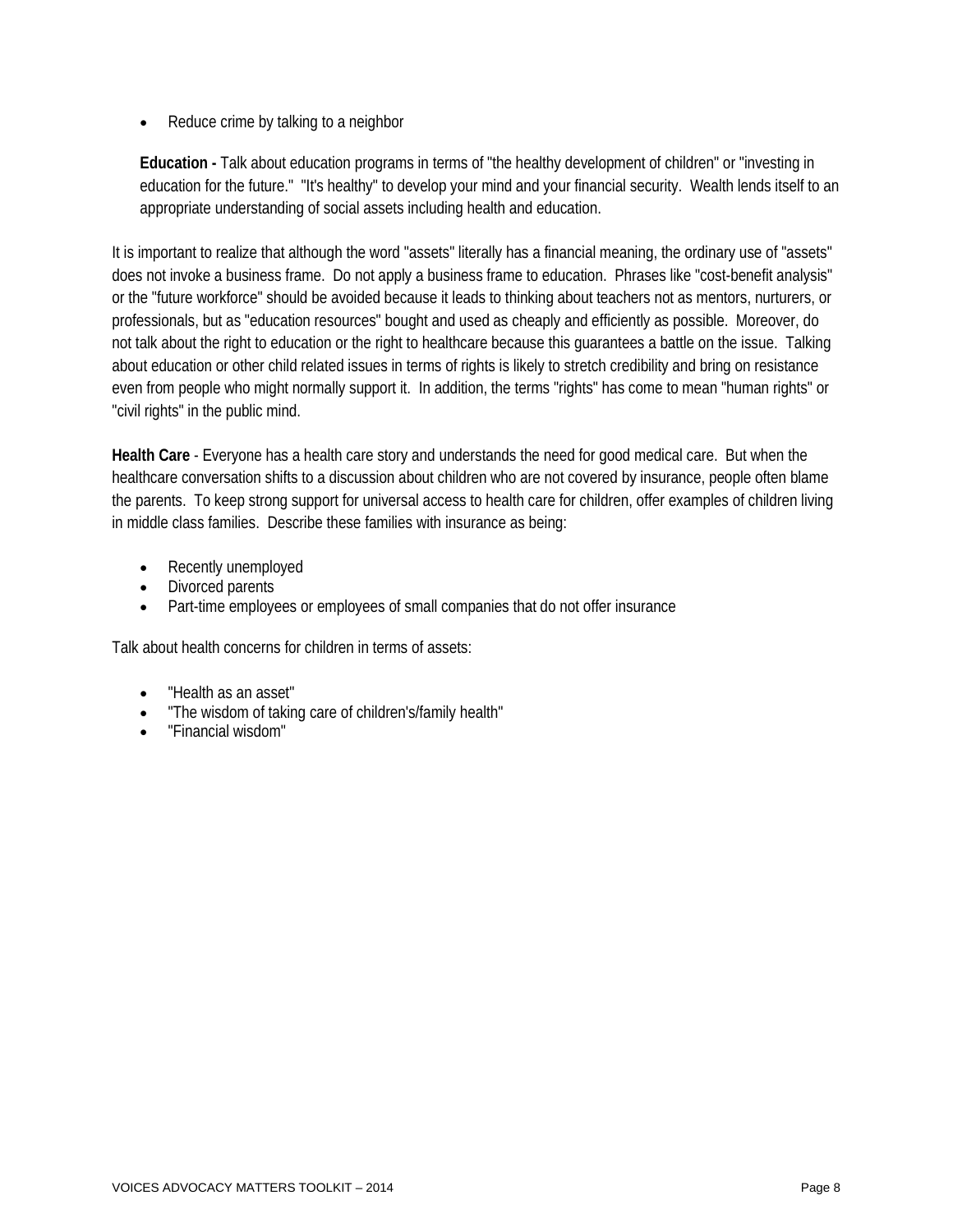- Reduce crime by talking to a neighbor

**Education -** Talk about education programs in terms of "the healthy development of children" or "investing in education for the future." "It's healthy" to develop your mind and your financial security. Wealth lends itself to an appropriate understanding of social assets including health and education.

It is important to realize that although the word "assets" literally has a financial meaning, the ordinary use of "assets" does not invoke a business frame. Do not apply a business frame to education. Phrases like "cost-benefit analysis" or the "future workforce" should be avoided because it leads to thinking about teachers not as mentors, nurturers, or professionals, but as "education resources" bought and used as cheaply and efficiently as possible. Moreover, do not talk about the right to education or the right to healthcare because this guarantees a battle on the issue. Talking about education or other child related issues in terms of rights is likely to stretch credibility and bring on resistance even from people who might normally support it. In addition, the terms "rights" has come to mean "human rights" or "civil rights" in the public mind.

**Health Care** - Everyone has a health care story and understands the need for good medical care. But when the healthcare conversation shifts to a discussion about children who are not covered by insurance, people often blame the parents. To keep strong support for universal access to health care for children, offer examples of children living in middle class families. Describe these families with insurance as being:

- Recently unemployed
- Divorced parents
- Part-time employees or employees of small companies that do not offer insurance

Talk about health concerns for children in terms of assets:

- "Health as an asset"
- "The wisdom of taking care of children's/family health"
- "Financial wisdom"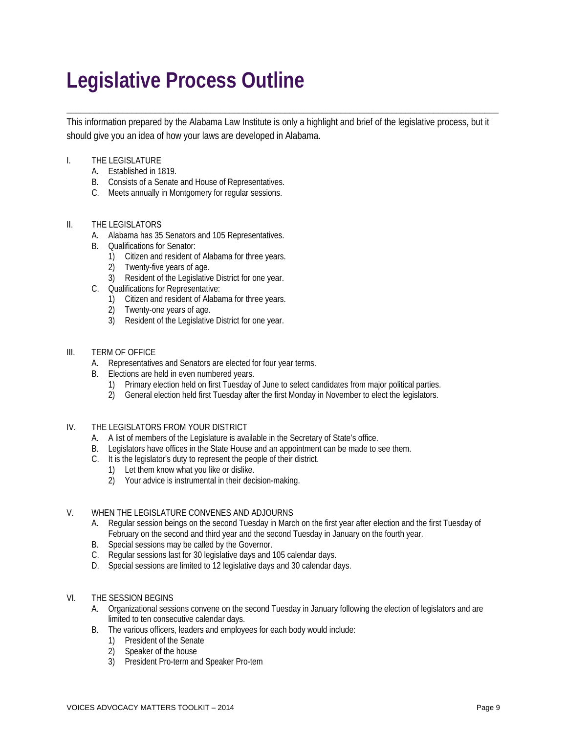# Legislative Process Outline

This information prepared by the Alabama Law Institute is only a highlight and brief of the legislative process, but it should give you an idea of how your laws are developed in Alabama.

I. THE LEGISLATURE
   - A. Established in 1819.
   - B. Consists of a Senate and House of Representatives.
   - C. Meets annually in Montgomery for regular sessions.

II. THE LEGISLATORS
   - A. Alabama has 35 Senators and 105 Representatives.
   - B. Qualifications for Senator:
     - 1) Citizen and resident of Alabama for three years.
     - 2) Twenty-five years of age.
     - 3) Resident of the Legislative District for one year.
   - C. Qualifications for Representative:
     - 1) Citizen and resident of Alabama for three years.
     - 2) Twenty-one years of age.
     - 3) Resident of the Legislative District for one year.

III. TERM OF OFFICE
   - A. Representatives and Senators are elected for four year terms.
   - B. Elections are held in even numbered years.
     - 1) Primary election held on first Tuesday of June to select candidates from major political parties.
     - 2) General election held first Tuesday after the first Monday in November to elect the legislators.

IV. THE LEGISLATORS FROM YOUR DISTRICT
   - A. A list of members of the Legislature is available in the Secretary of State's office.
   - B. Legislators have offices in the State House and an appointment can be made to see them.
   - C. It is the legislator's duty to represent the people of their district.
     - 1) Let them know what you like or dislike.
     - 2) Your advice is instrumental in their decision-making.

V. WHEN THE LEGISLATURE CONVENES AND ADJOURNS
   - A. Regular session beings on the second Tuesday in March on the first year after election and the first Tuesday of February on the second and third year and the second Tuesday in January on the fourth year.
   - B. Special sessions may be called by the Governor.
   - C. Regular sessions last for 30 legislative days and 105 calendar days.
   - D. Special sessions are limited to 12 legislative days and 30 calendar days.

VI. THE SESSION BEGINS
   - A. Organizational sessions convene on the second Tuesday in January following the election of legislators and are limited to ten consecutive calendar days.
   - B. The various officers, leaders and employees for each body would include:
     - 1) President of the Senate
     - 2) Speaker of the house
     - 3) President Pro-term and Speaker Pro-tem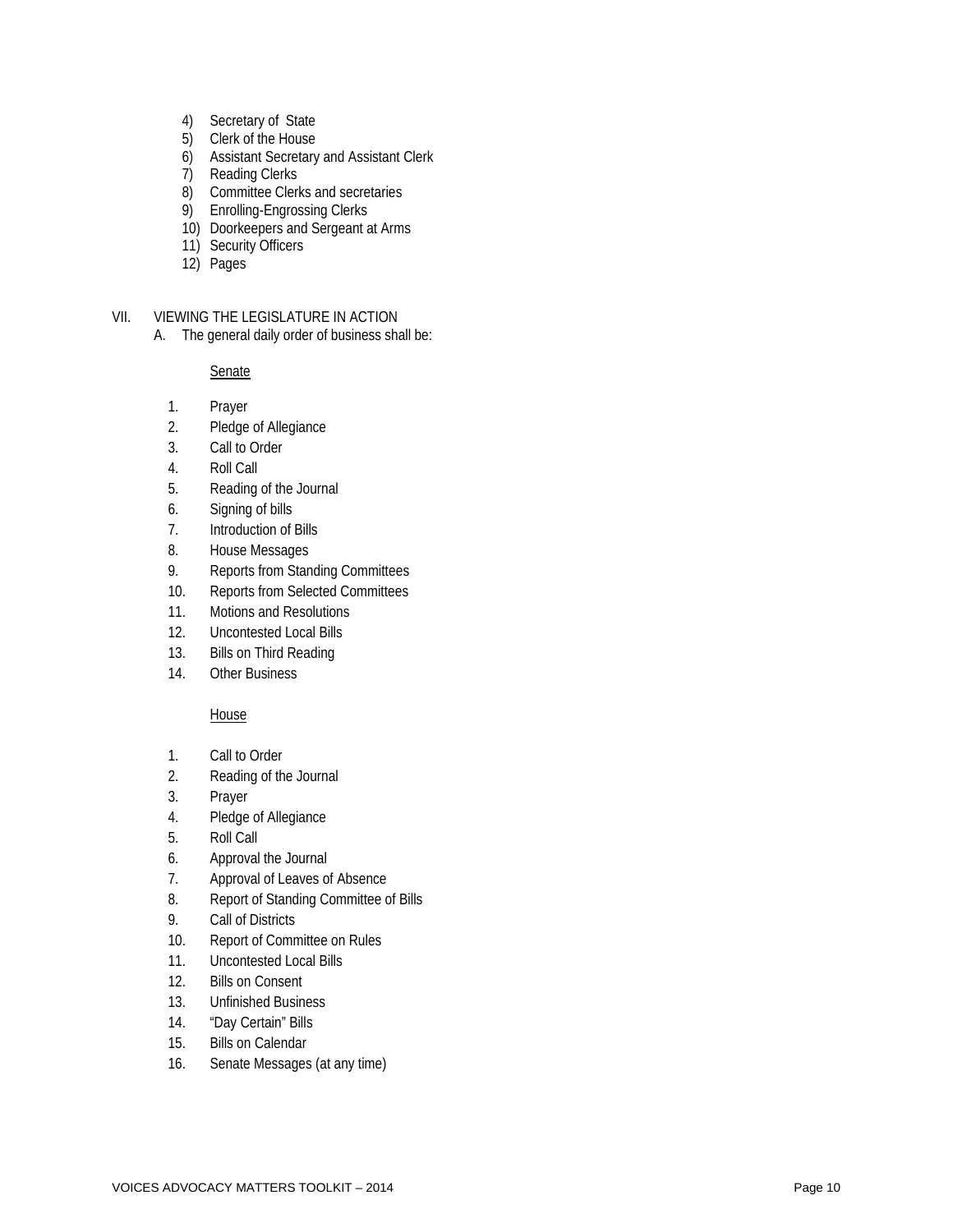4) Secretary of State
5) Clerk of the House
6) Assistant Secretary and Assistant Clerk
7) Reading Clerks
8) Committee Clerks and secretaries
9) Enrolling-Engrossing Clerks
10) Doorkeepers and Sergeant at Arms
11) Security Officers
12) Pages

VII. VIEWING THE LEGISLATURE IN ACTION

A. The general daily order of business shall be:

<u>Senate</u>

1. Prayer
2. Pledge of Allegiance
3. Call to Order
4. Roll Call
5. Reading of the Journal
6. Signing of bills
7. Introduction of Bills
8. House Messages
9. Reports from Standing Committees
10. Reports from Selected Committees
11. Motions and Resolutions
12. Uncontested Local Bills
13. Bills on Third Reading
14. Other Business

<u>House</u>

1. Call to Order
2. Reading of the Journal
3. Prayer
4. Pledge of Allegiance
5. Roll Call
6. Approval the Journal
7. Approval of Leaves of Absence
8. Report of Standing Committee of Bills
9. Call of Districts
10. Report of Committee on Rules
11. Uncontested Local Bills
12. Bills on Consent
13. Unfinished Business
14. "Day Certain" Bills
15. Bills on Calendar
16. Senate Messages (at any time)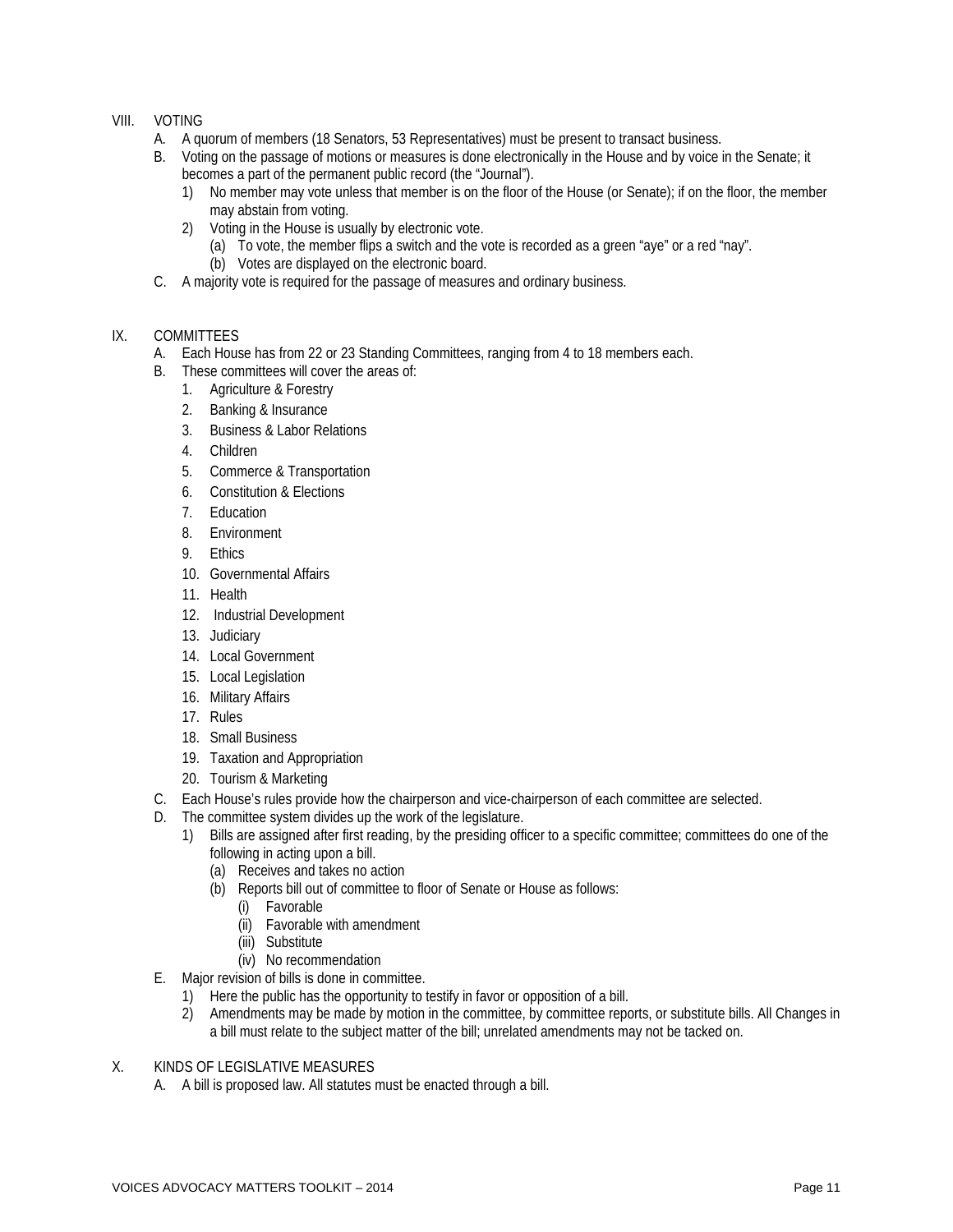VIII. VOTING

A. A quorum of members (18 Senators, 53 Representatives) must be present to transact business.

B. Voting on the passage of motions or measures is done electronically in the House and by voice in the Senate; it becomes a part of the permanent public record (the "Journal").

1) No member may vote unless that member is on the floor of the House (or Senate); if on the floor, the member may abstain from voting.

2) Voting in the House is usually by electronic vote.

(a) To vote, the member flips a switch and the vote is recorded as a green "aye" or a red "nay".

(b) Votes are displayed on the electronic board.

C. A majority vote is required for the passage of measures and ordinary business.

IX. COMMITTEES

A. Each House has from 22 or 23 Standing Committees, ranging from 4 to 18 members each.

B. These committees will cover the areas of:

1. Agriculture & Forestry
2. Banking & Insurance
3. Business & Labor Relations
4. Children
5. Commerce & Transportation
6. Constitution & Elections
7. Education
8. Environment
9. Ethics
10. Governmental Affairs
11. Health
12. Industrial Development
13. Judiciary
14. Local Government
15. Local Legislation
16. Military Affairs
17. Rules
18. Small Business
19. Taxation and Appropriation
20. Tourism & Marketing

C. Each House's rules provide how the chairperson and vice-chairperson of each committee are selected.

D. The committee system divides up the work of the legislature.

1) Bills are assigned after first reading, by the presiding officer to a specific committee; committees do one of the following in acting upon a bill.

(a) Receives and takes no action

(b) Reports bill out of committee to floor of Senate or House as follows:

(i) Favorable

(ii) Favorable with amendment

(iii) Substitute

(iv) No recommendation

E. Major revision of bills is done in committee.

1) Here the public has the opportunity to testify in favor or opposition of a bill.

2) Amendments may be made by motion in the committee, by committee reports, or substitute bills. All Changes in a bill must relate to the subject matter of the bill; unrelated amendments may not be tacked on.

X. KINDS OF LEGISLATIVE MEASURES

A. A bill is proposed law. All statutes must be enacted through a bill.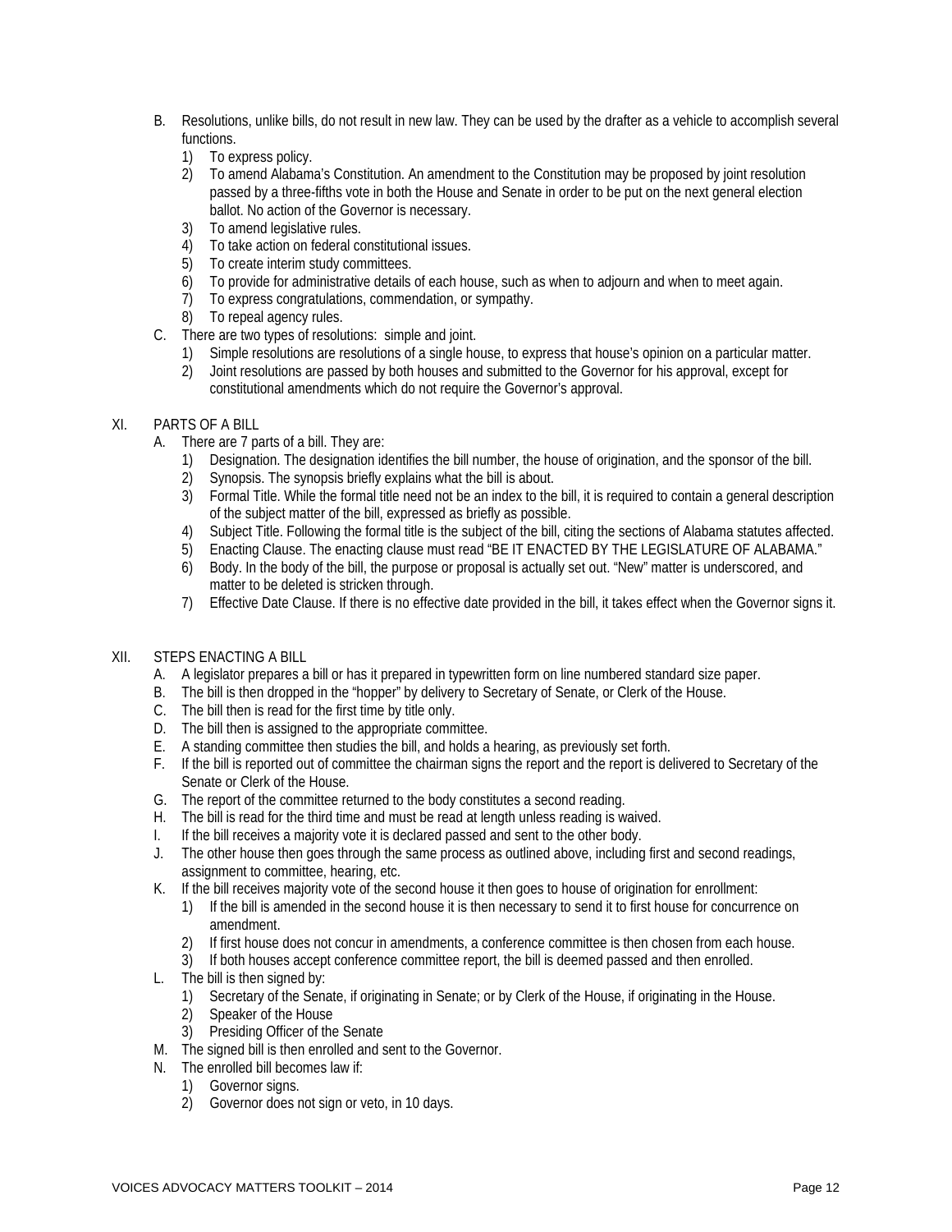B. Resolutions, unlike bills, do not result in new law. They can be used by the drafter as a vehicle to accomplish several functions.
   1) To express policy.
   2) To amend Alabama's Constitution. An amendment to the Constitution may be proposed by joint resolution passed by a three-fifths vote in both the House and Senate in order to be put on the next general election ballot. No action of the Governor is necessary.
   3) To amend legislative rules.
   4) To take action on federal constitutional issues.
   5) To create interim study committees.
   6) To provide for administrative details of each house, such as when to adjourn and when to meet again.
   7) To express congratulations, commendation, or sympathy.
   8) To repeal agency rules.

C. There are two types of resolutions: simple and joint.
   1) Simple resolutions are resolutions of a single house, to express that house's opinion on a particular matter.
   2) Joint resolutions are passed by both houses and submitted to the Governor for his approval, except for constitutional amendments which do not require the Governor's approval.

XI. PARTS OF A BILL

A. There are 7 parts of a bill. They are:
   1) Designation. The designation identifies the bill number, the house of origination, and the sponsor of the bill.
   2) Synopsis. The synopsis briefly explains what the bill is about.
   3) Formal Title. While the formal title need not be an index to the bill, it is required to contain a general description of the subject matter of the bill, expressed as briefly as possible.
   4) Subject Title. Following the formal title is the subject of the bill, citing the sections of Alabama statutes affected.
   5) Enacting Clause. The enacting clause must read "BE IT ENACTED BY THE LEGISLATURE OF ALABAMA."
   6) Body. In the body of the bill, the purpose or proposal is actually set out. "New" matter is underscored, and matter to be deleted is stricken through.
   7) Effective Date Clause. If there is no effective date provided in the bill, it takes effect when the Governor signs it.

XII. STEPS ENACTING A BILL

A. A legislator prepares a bill or has it prepared in typewritten form on line numbered standard size paper.

B. The bill is then dropped in the "hopper" by delivery to Secretary of Senate, or Clerk of the House.

C. The bill then is read for the first time by title only.

D. The bill then is assigned to the appropriate committee.

E. A standing committee then studies the bill, and holds a hearing, as previously set forth.

F. If the bill is reported out of committee the chairman signs the report and the report is delivered to Secretary of the Senate or Clerk of the House.

G. The report of the committee returned to the body constitutes a second reading.

H. The bill is read for the third time and must be read at length unless reading is waived.

I. If the bill receives a majority vote it is declared passed and sent to the other body.

J. The other house then goes through the same process as outlined above, including first and second readings, assignment to committee, hearing, etc.

K. If the bill receives majority vote of the second house it then goes to house of origination for enrollment:
   1) If the bill is amended in the second house it is then necessary to send it to first house for concurrence on amendment.
   2) If first house does not concur in amendments, a conference committee is then chosen from each house.
   3) If both houses accept conference committee report, the bill is deemed passed and then enrolled.

L. The bill is then signed by:
   1) Secretary of the Senate, if originating in Senate; or by Clerk of the House, if originating in the House.
   2) Speaker of the House
   3) Presiding Officer of the Senate

M. The signed bill is then enrolled and sent to the Governor.

N. The enrolled bill becomes law if:
   1) Governor signs.
   2) Governor does not sign or veto, in 10 days.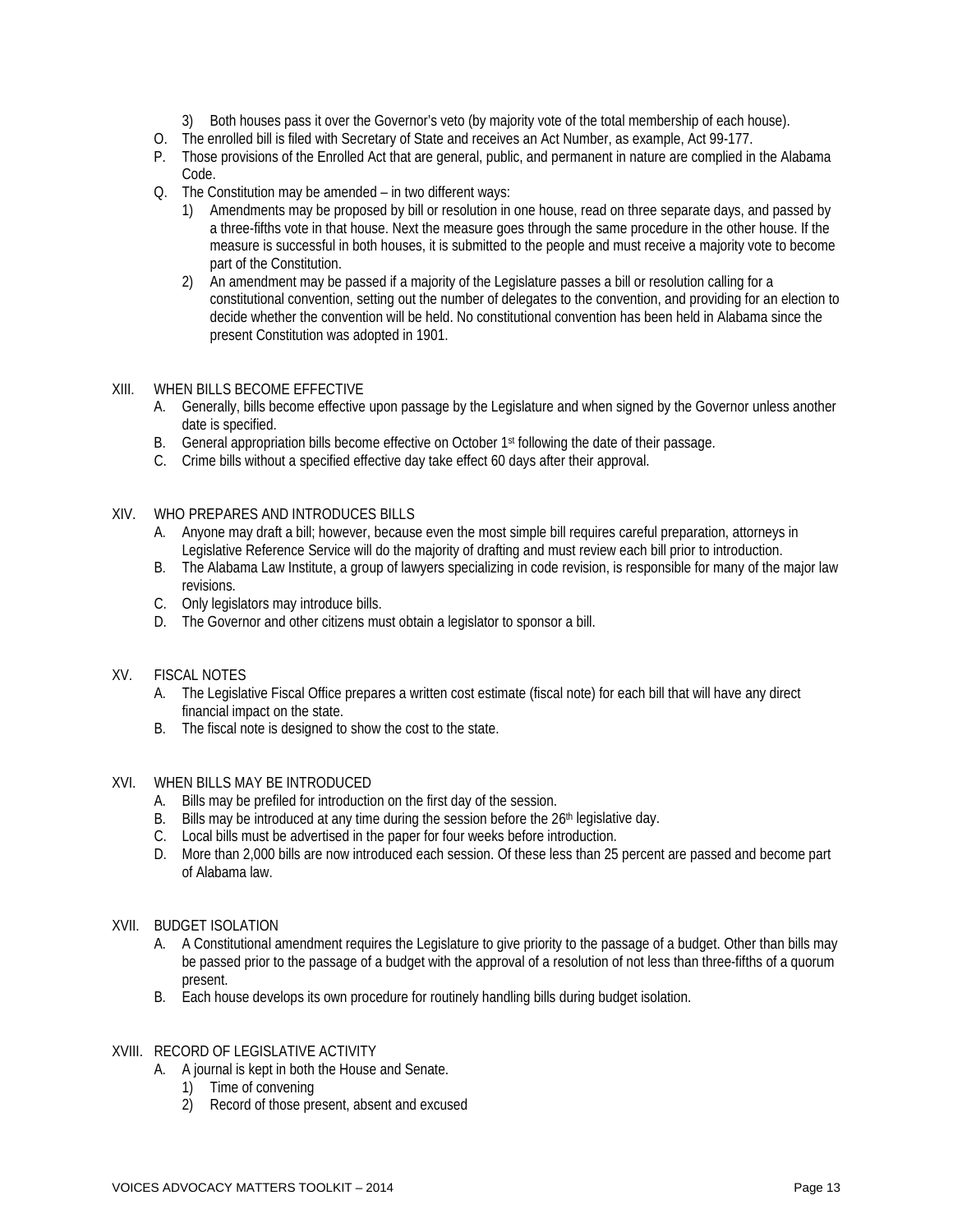3) Both houses pass it over the Governor's veto (by majority vote of the total membership of each house).

O. The enrolled bill is filed with Secretary of State and receives an Act Number, as example, Act 99-177.

P. Those provisions of the Enrolled Act that are general, public, and permanent in nature are complied in the Alabama Code.

Q. The Constitution may be amended – in two different ways:

1) Amendments may be proposed by bill or resolution in one house, read on three separate days, and passed by a three-fifths vote in that house. Next the measure goes through the same procedure in the other house. If the measure is successful in both houses, it is submitted to the people and must receive a majority vote to become part of the Constitution.

2) An amendment may be passed if a majority of the Legislature passes a bill or resolution calling for a constitutional convention, setting out the number of delegates to the convention, and providing for an election to decide whether the convention will be held. No constitutional convention has been held in Alabama since the present Constitution was adopted in 1901.

## XIII. WHEN BILLS BECOME EFFECTIVE

A. Generally, bills become effective upon passage by the Legislature and when signed by the Governor unless another date is specified.

B. General appropriation bills become effective on October 1st following the date of their passage.

C. Crime bills without a specified effective day take effect 60 days after their approval.

## XIV. WHO PREPARES AND INTRODUCES BILLS

A. Anyone may draft a bill; however, because even the most simple bill requires careful preparation, attorneys in Legislative Reference Service will do the majority of drafting and must review each bill prior to introduction.

B. The Alabama Law Institute, a group of lawyers specializing in code revision, is responsible for many of the major law revisions.

C. Only legislators may introduce bills.

D. The Governor and other citizens must obtain a legislator to sponsor a bill.

## XV. FISCAL NOTES

A. The Legislative Fiscal Office prepares a written cost estimate (fiscal note) for each bill that will have any direct financial impact on the state.

B. The fiscal note is designed to show the cost to the state.

## XVI. WHEN BILLS MAY BE INTRODUCED

A. Bills may be prefiled for introduction on the first day of the session.

B. Bills may be introduced at any time during the session before the 26th legislative day.

C. Local bills must be advertised in the paper for four weeks before introduction.

D. More than 2,000 bills are now introduced each session. Of these less than 25 percent are passed and become part of Alabama law.

## XVII. BUDGET ISOLATION

A. A Constitutional amendment requires the Legislature to give priority to the passage of a budget. Other than bills may be passed prior to the passage of a budget with the approval of a resolution of not less than three-fifths of a quorum present.

B. Each house develops its own procedure for routinely handling bills during budget isolation.

## XVIII. RECORD OF LEGISLATIVE ACTIVITY

A. A journal is kept in both the House and Senate.

1) Time of convening
2) Record of those present, absent and excused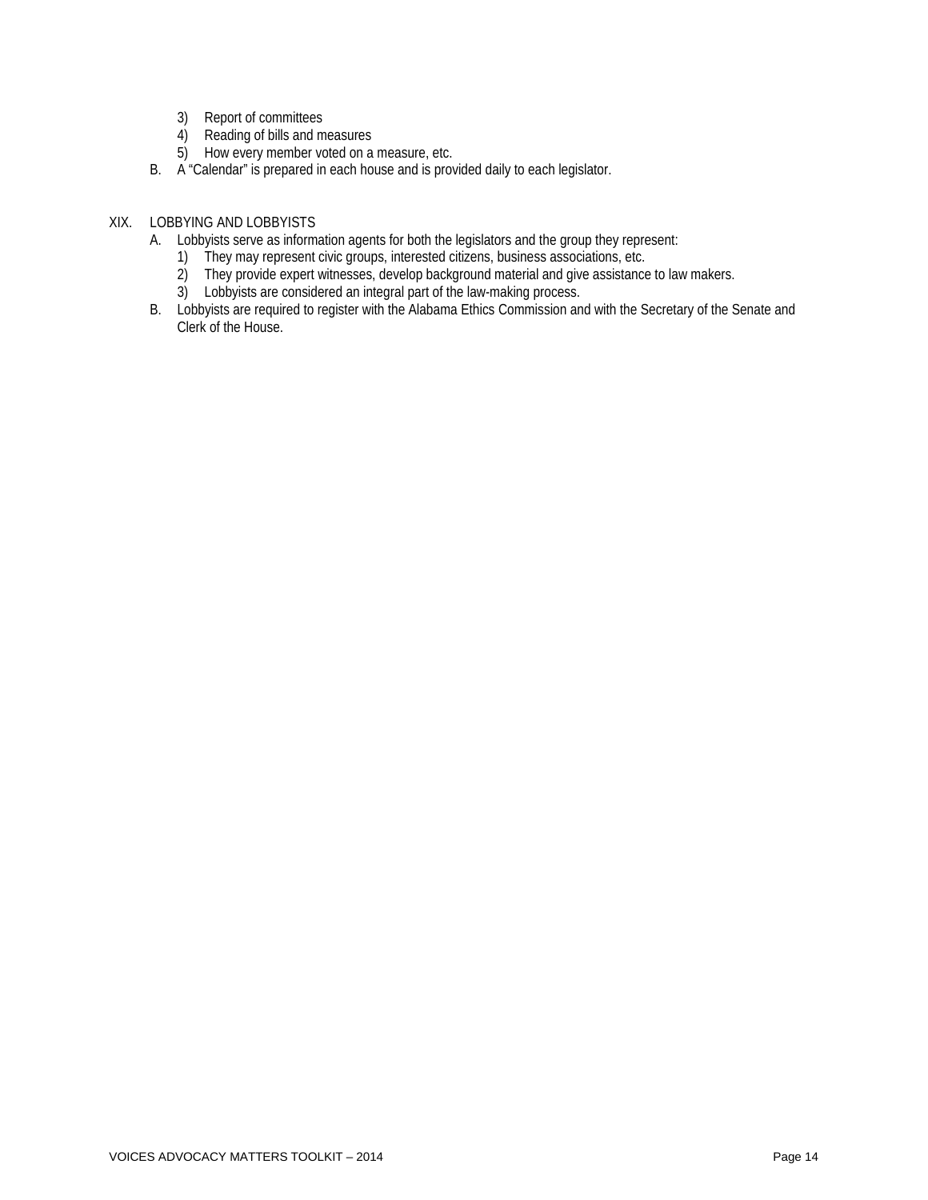3) Report of committees
   4) Reading of bills and measures
   5) How every member voted on a measure, etc.

B. A "Calendar" is prepared in each house and is provided daily to each legislator.

## XIX. LOBBYING AND LOBBYISTS

A. Lobbyists serve as information agents for both the legislators and the group they represent:
   1) They may represent civic groups, interested citizens, business associations, etc.
   2) They provide expert witnesses, develop background material and give assistance to law makers.
   3) Lobbyists are considered an integral part of the law-making process.

B. Lobbyists are required to register with the Alabama Ethics Commission and with the Secretary of the Senate and Clerk of the House.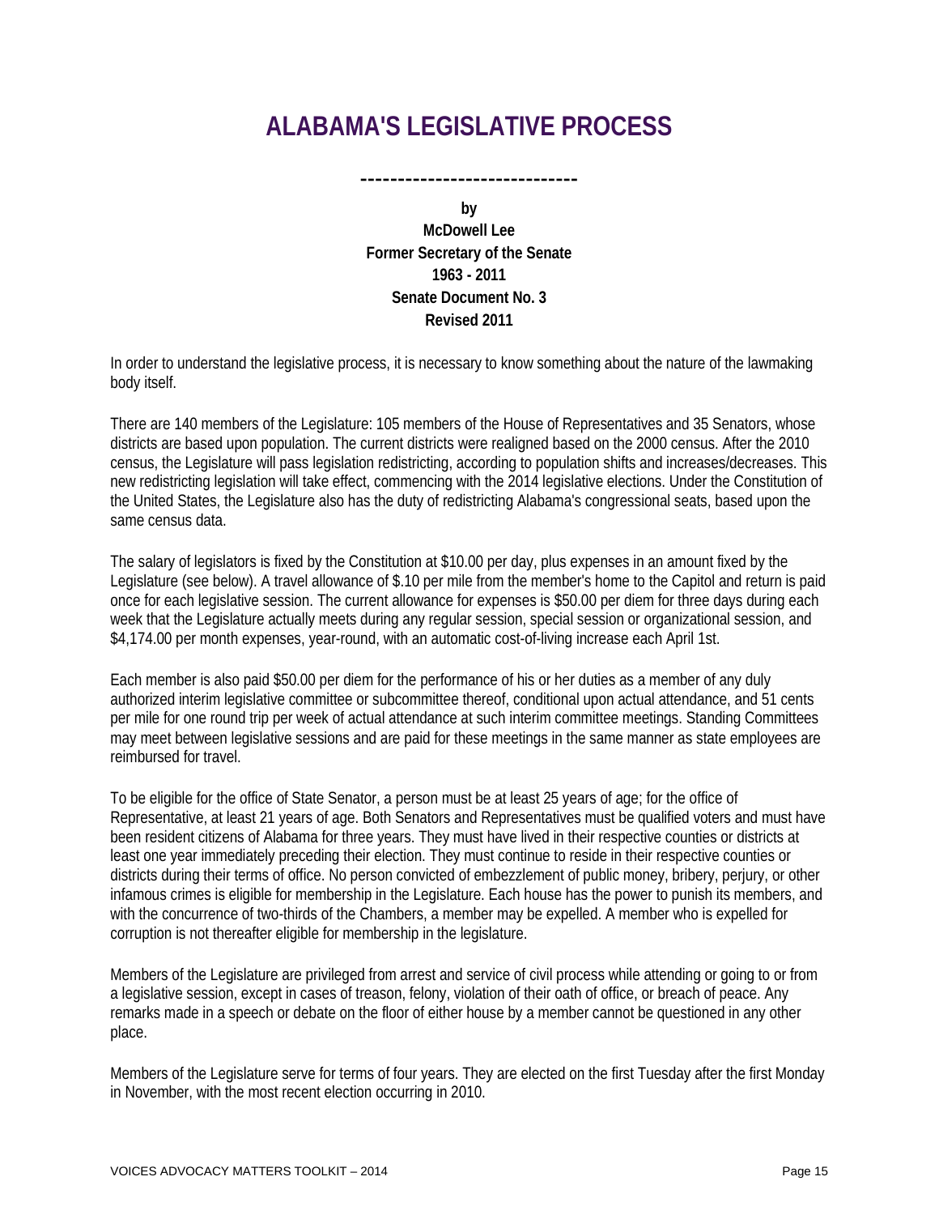# ALABAMA'S LEGISLATIVE PROCESS

-----------------------------

**by**
**McDowell Lee**
**Former Secretary of the Senate**
**1963 - 2011**
**Senate Document No. 3**
**Revised 2011**

In order to understand the legislative process, it is necessary to know something about the nature of the lawmaking body itself.

There are 140 members of the Legislature: 105 members of the House of Representatives and 35 Senators, whose districts are based upon population. The current districts were realigned based on the 2000 census. After the 2010 census, the Legislature will pass legislation redistricting, according to population shifts and increases/decreases. This new redistricting legislation will take effect, commencing with the 2014 legislative elections. Under the Constitution of the United States, the Legislature also has the duty of redistricting Alabama's congressional seats, based upon the same census data.

The salary of legislators is fixed by the Constitution at $10.00 per day, plus expenses in an amount fixed by the Legislature (see below). A travel allowance of $.10 per mile from the member's home to the Capitol and return is paid once for each legislative session. The current allowance for expenses is $50.00 per diem for three days during each week that the Legislature actually meets during any regular session, special session or organizational session, and $4,174.00 per month expenses, year-round, with an automatic cost-of-living increase each April 1st.

Each member is also paid $50.00 per diem for the performance of his or her duties as a member of any duly authorized interim legislative committee or subcommittee thereof, conditional upon actual attendance, and 51 cents per mile for one round trip per week of actual attendance at such interim committee meetings. Standing Committees may meet between legislative sessions and are paid for these meetings in the same manner as state employees are reimbursed for travel.

To be eligible for the office of State Senator, a person must be at least 25 years of age; for the office of Representative, at least 21 years of age. Both Senators and Representatives must be qualified voters and must have been resident citizens of Alabama for three years. They must have lived in their respective counties or districts at least one year immediately preceding their election. They must continue to reside in their respective counties or districts during their terms of office. No person convicted of embezzlement of public money, bribery, perjury, or other infamous crimes is eligible for membership in the Legislature. Each house has the power to punish its members, and with the concurrence of two-thirds of the Chambers, a member may be expelled. A member who is expelled for corruption is not thereafter eligible for membership in the legislature.

Members of the Legislature are privileged from arrest and service of civil process while attending or going to or from a legislative session, except in cases of treason, felony, violation of their oath of office, or breach of peace. Any remarks made in a speech or debate on the floor of either house by a member cannot be questioned in any other place.

Members of the Legislature serve for terms of four years. They are elected on the first Tuesday after the first Monday in November, with the most recent election occurring in 2010.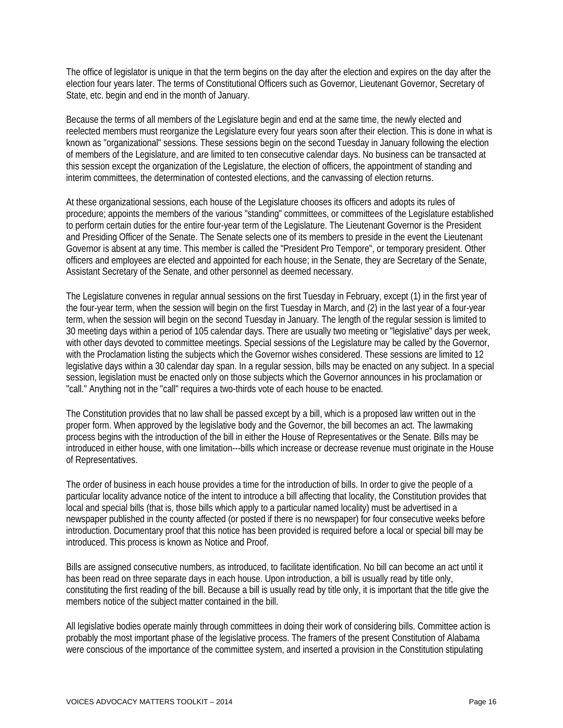The office of legislator is unique in that the term begins on the day after the election and expires on the day after the election four years later. The terms of Constitutional Officers such as Governor, Lieutenant Governor, Secretary of State, etc. begin and end in the month of January.

Because the terms of all members of the Legislature begin and end at the same time, the newly elected and reelected members must reorganize the Legislature every four years soon after their election. This is done in what is known as "organizational" sessions. These sessions begin on the second Tuesday in January following the election of members of the Legislature, and are limited to ten consecutive calendar days. No business can be transacted at this session except the organization of the Legislature, the election of officers, the appointment of standing and interim committees, the determination of contested elections, and the canvassing of election returns.

At these organizational sessions, each house of the Legislature chooses its officers and adopts its rules of procedure; appoints the members of the various "standing" committees, or committees of the Legislature established to perform certain duties for the entire four-year term of the Legislature. The Lieutenant Governor is the President and Presiding Officer of the Senate. The Senate selects one of its members to preside in the event the Lieutenant Governor is absent at any time. This member is called the "President Pro Tempore", or temporary president. Other officers and employees are elected and appointed for each house; in the Senate, they are Secretary of the Senate, Assistant Secretary of the Senate, and other personnel as deemed necessary.

The Legislature convenes in regular annual sessions on the first Tuesday in February, except (1) in the first year of the four-year term, when the session will begin on the first Tuesday in March, and (2) in the last year of a four-year term, when the session will begin on the second Tuesday in January. The length of the regular session is limited to 30 meeting days within a period of 105 calendar days. There are usually two meeting or "legislative" days per week, with other days devoted to committee meetings. Special sessions of the Legislature may be called by the Governor, with the Proclamation listing the subjects which the Governor wishes considered. These sessions are limited to 12 legislative days within a 30 calendar day span. In a regular session, bills may be enacted on any subject. In a special session, legislation must be enacted only on those subjects which the Governor announces in his proclamation or "call." Anything not in the "call" requires a two-thirds vote of each house to be enacted.

The Constitution provides that no law shall be passed except by a bill, which is a proposed law written out in the proper form. When approved by the legislative body and the Governor, the bill becomes an act. The lawmaking process begins with the introduction of the bill in either the House of Representatives or the Senate. Bills may be introduced in either house, with one limitation---bills which increase or decrease revenue must originate in the House of Representatives.

The order of business in each house provides a time for the introduction of bills. In order to give the people of a particular locality advance notice of the intent to introduce a bill affecting that locality, the Constitution provides that local and special bills (that is, those bills which apply to a particular named locality) must be advertised in a newspaper published in the county affected (or posted if there is no newspaper) for four consecutive weeks before introduction. Documentary proof that this notice has been provided is required before a local or special bill may be introduced. This process is known as Notice and Proof.

Bills are assigned consecutive numbers, as introduced, to facilitate identification. No bill can become an act until it has been read on three separate days in each house. Upon introduction, a bill is usually read by title only, constituting the first reading of the bill. Because a bill is usually read by title only, it is important that the title give the members notice of the subject matter contained in the bill.

All legislative bodies operate mainly through committees in doing their work of considering bills. Committee action is probably the most important phase of the legislative process. The framers of the present Constitution of Alabama were conscious of the importance of the committee system, and inserted a provision in the Constitution stipulating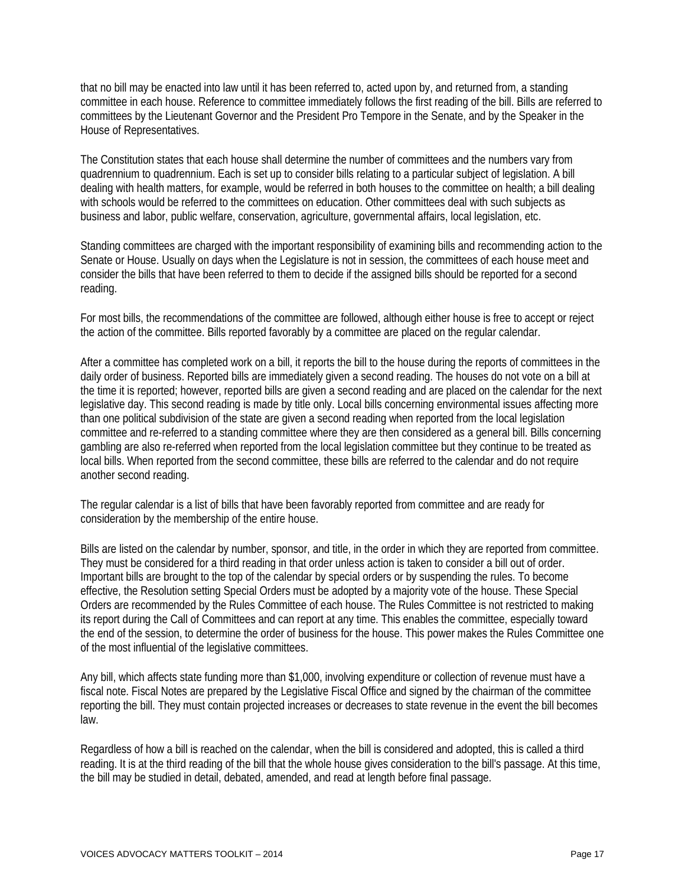that no bill may be enacted into law until it has been referred to, acted upon by, and returned from, a standing committee in each house. Reference to committee immediately follows the first reading of the bill. Bills are referred to committees by the Lieutenant Governor and the President Pro Tempore in the Senate, and by the Speaker in the House of Representatives.

The Constitution states that each house shall determine the number of committees and the numbers vary from quadrennium to quadrennium. Each is set up to consider bills relating to a particular subject of legislation. A bill dealing with health matters, for example, would be referred in both houses to the committee on health; a bill dealing with schools would be referred to the committees on education. Other committees deal with such subjects as business and labor, public welfare, conservation, agriculture, governmental affairs, local legislation, etc.

Standing committees are charged with the important responsibility of examining bills and recommending action to the Senate or House. Usually on days when the Legislature is not in session, the committees of each house meet and consider the bills that have been referred to them to decide if the assigned bills should be reported for a second reading.

For most bills, the recommendations of the committee are followed, although either house is free to accept or reject the action of the committee. Bills reported favorably by a committee are placed on the regular calendar.

After a committee has completed work on a bill, it reports the bill to the house during the reports of committees in the daily order of business. Reported bills are immediately given a second reading. The houses do not vote on a bill at the time it is reported; however, reported bills are given a second reading and are placed on the calendar for the next legislative day. This second reading is made by title only. Local bills concerning environmental issues affecting more than one political subdivision of the state are given a second reading when reported from the local legislation committee and re-referred to a standing committee where they are then considered as a general bill. Bills concerning gambling are also re-referred when reported from the local legislation committee but they continue to be treated as local bills. When reported from the second committee, these bills are referred to the calendar and do not require another second reading.

The regular calendar is a list of bills that have been favorably reported from committee and are ready for consideration by the membership of the entire house.

Bills are listed on the calendar by number, sponsor, and title, in the order in which they are reported from committee. They must be considered for a third reading in that order unless action is taken to consider a bill out of order. Important bills are brought to the top of the calendar by special orders or by suspending the rules. To become effective, the Resolution setting Special Orders must be adopted by a majority vote of the house. These Special Orders are recommended by the Rules Committee of each house. The Rules Committee is not restricted to making its report during the Call of Committees and can report at any time. This enables the committee, especially toward the end of the session, to determine the order of business for the house. This power makes the Rules Committee one of the most influential of the legislative committees.

Any bill, which affects state funding more than $1,000, involving expenditure or collection of revenue must have a fiscal note. Fiscal Notes are prepared by the Legislative Fiscal Office and signed by the chairman of the committee reporting the bill. They must contain projected increases or decreases to state revenue in the event the bill becomes law.

Regardless of how a bill is reached on the calendar, when the bill is considered and adopted, this is called a third reading. It is at the third reading of the bill that the whole house gives consideration to the bill's passage. At this time, the bill may be studied in detail, debated, amended, and read at length before final passage.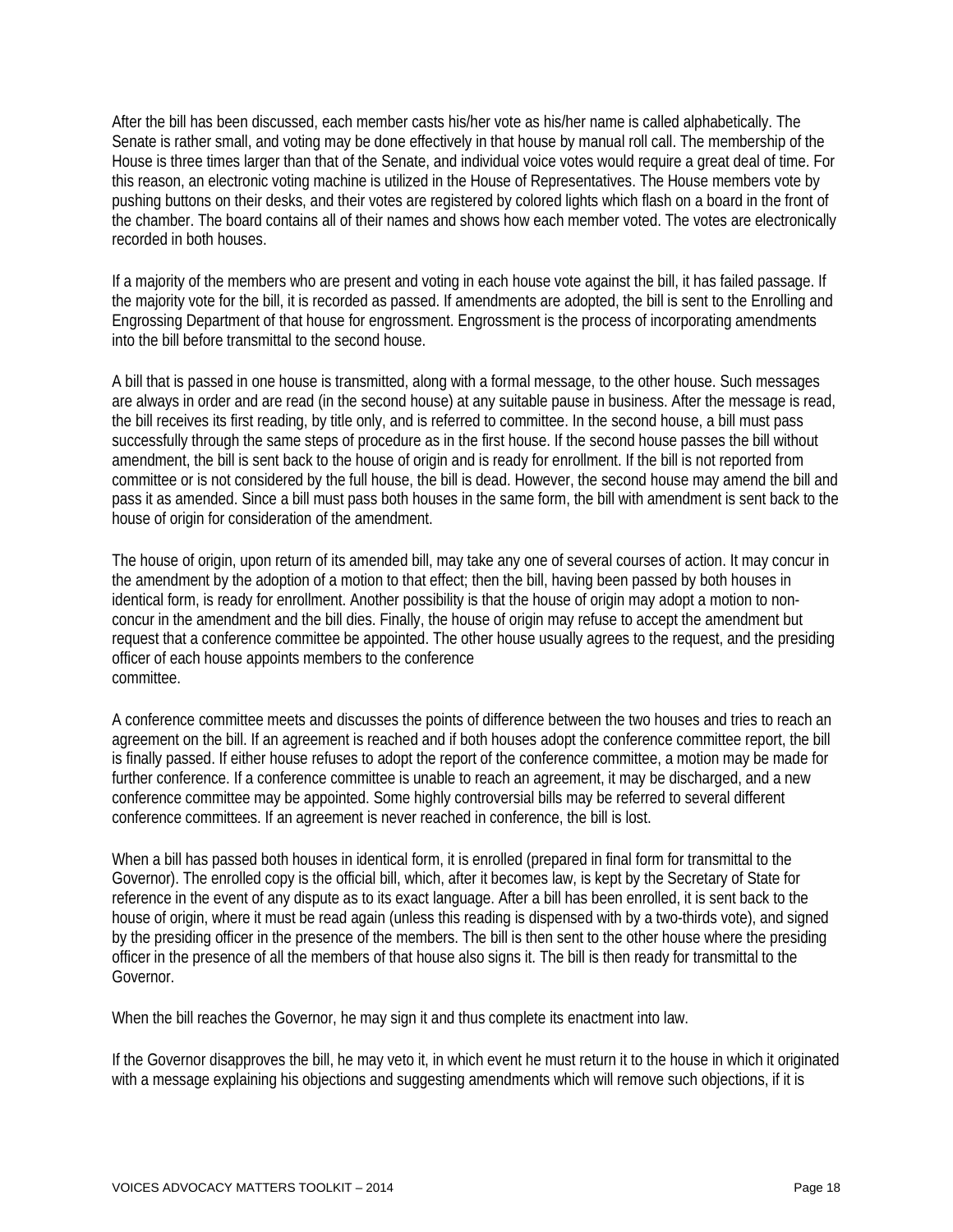After the bill has been discussed, each member casts his/her vote as his/her name is called alphabetically. The Senate is rather small, and voting may be done effectively in that house by manual roll call. The membership of the House is three times larger than that of the Senate, and individual voice votes would require a great deal of time. For this reason, an electronic voting machine is utilized in the House of Representatives. The House members vote by pushing buttons on their desks, and their votes are registered by colored lights which flash on a board in the front of the chamber. The board contains all of their names and shows how each member voted. The votes are electronically recorded in both houses.

If a majority of the members who are present and voting in each house vote against the bill, it has failed passage. If the majority vote for the bill, it is recorded as passed. If amendments are adopted, the bill is sent to the Enrolling and Engrossing Department of that house for engrossment. Engrossment is the process of incorporating amendments into the bill before transmittal to the second house.

A bill that is passed in one house is transmitted, along with a formal message, to the other house. Such messages are always in order and are read (in the second house) at any suitable pause in business. After the message is read, the bill receives its first reading, by title only, and is referred to committee. In the second house, a bill must pass successfully through the same steps of procedure as in the first house. If the second house passes the bill without amendment, the bill is sent back to the house of origin and is ready for enrollment. If the bill is not reported from committee or is not considered by the full house, the bill is dead. However, the second house may amend the bill and pass it as amended. Since a bill must pass both houses in the same form, the bill with amendment is sent back to the house of origin for consideration of the amendment.

The house of origin, upon return of its amended bill, may take any one of several courses of action. It may concur in the amendment by the adoption of a motion to that effect; then the bill, having been passed by both houses in identical form, is ready for enrollment. Another possibility is that the house of origin may adopt a motion to non-concur in the amendment and the bill dies. Finally, the house of origin may refuse to accept the amendment but request that a conference committee be appointed. The other house usually agrees to the request, and the presiding officer of each house appoints members to the conference committee.

A conference committee meets and discusses the points of difference between the two houses and tries to reach an agreement on the bill. If an agreement is reached and if both houses adopt the conference committee report, the bill is finally passed. If either house refuses to adopt the report of the conference committee, a motion may be made for further conference. If a conference committee is unable to reach an agreement, it may be discharged, and a new conference committee may be appointed. Some highly controversial bills may be referred to several different conference committees. If an agreement is never reached in conference, the bill is lost.

When a bill has passed both houses in identical form, it is enrolled (prepared in final form for transmittal to the Governor). The enrolled copy is the official bill, which, after it becomes law, is kept by the Secretary of State for reference in the event of any dispute as to its exact language. After a bill has been enrolled, it is sent back to the house of origin, where it must be read again (unless this reading is dispensed with by a two-thirds vote), and signed by the presiding officer in the presence of the members. The bill is then sent to the other house where the presiding officer in the presence of all the members of that house also signs it. The bill is then ready for transmittal to the Governor.

When the bill reaches the Governor, he may sign it and thus complete its enactment into law.

If the Governor disapproves the bill, he may veto it, in which event he must return it to the house in which it originated with a message explaining his objections and suggesting amendments which will remove such objections, if it is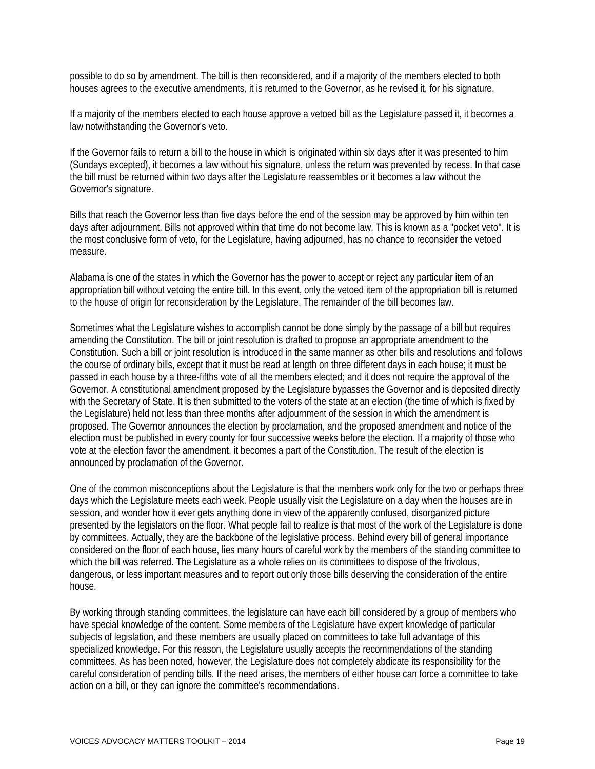possible to do so by amendment. The bill is then reconsidered, and if a majority of the members elected to both houses agrees to the executive amendments, it is returned to the Governor, as he revised it, for his signature.

If a majority of the members elected to each house approve a vetoed bill as the Legislature passed it, it becomes a law notwithstanding the Governor's veto.

If the Governor fails to return a bill to the house in which is originated within six days after it was presented to him (Sundays excepted), it becomes a law without his signature, unless the return was prevented by recess. In that case the bill must be returned within two days after the Legislature reassembles or it becomes a law without the Governor's signature.

Bills that reach the Governor less than five days before the end of the session may be approved by him within ten days after adjournment. Bills not approved within that time do not become law. This is known as a "pocket veto". It is the most conclusive form of veto, for the Legislature, having adjourned, has no chance to reconsider the vetoed measure.

Alabama is one of the states in which the Governor has the power to accept or reject any particular item of an appropriation bill without vetoing the entire bill. In this event, only the vetoed item of the appropriation bill is returned to the house of origin for reconsideration by the Legislature. The remainder of the bill becomes law.

Sometimes what the Legislature wishes to accomplish cannot be done simply by the passage of a bill but requires amending the Constitution. The bill or joint resolution is drafted to propose an appropriate amendment to the Constitution. Such a bill or joint resolution is introduced in the same manner as other bills and resolutions and follows the course of ordinary bills, except that it must be read at length on three different days in each house; it must be passed in each house by a three-fifths vote of all the members elected; and it does not require the approval of the Governor. A constitutional amendment proposed by the Legislature bypasses the Governor and is deposited directly with the Secretary of State. It is then submitted to the voters of the state at an election (the time of which is fixed by the Legislature) held not less than three months after adjournment of the session in which the amendment is proposed. The Governor announces the election by proclamation, and the proposed amendment and notice of the election must be published in every county for four successive weeks before the election. If a majority of those who vote at the election favor the amendment, it becomes a part of the Constitution. The result of the election is announced by proclamation of the Governor.

One of the common misconceptions about the Legislature is that the members work only for the two or perhaps three days which the Legislature meets each week. People usually visit the Legislature on a day when the houses are in session, and wonder how it ever gets anything done in view of the apparently confused, disorganized picture presented by the legislators on the floor. What people fail to realize is that most of the work of the Legislature is done by committees. Actually, they are the backbone of the legislative process. Behind every bill of general importance considered on the floor of each house, lies many hours of careful work by the members of the standing committee to which the bill was referred. The Legislature as a whole relies on its committees to dispose of the frivolous, dangerous, or less important measures and to report out only those bills deserving the consideration of the entire house.

By working through standing committees, the legislature can have each bill considered by a group of members who have special knowledge of the content. Some members of the Legislature have expert knowledge of particular subjects of legislation, and these members are usually placed on committees to take full advantage of this specialized knowledge. For this reason, the Legislature usually accepts the recommendations of the standing committees. As has been noted, however, the Legislature does not completely abdicate its responsibility for the careful consideration of pending bills. If the need arises, the members of either house can force a committee to take action on a bill, or they can ignore the committee's recommendations.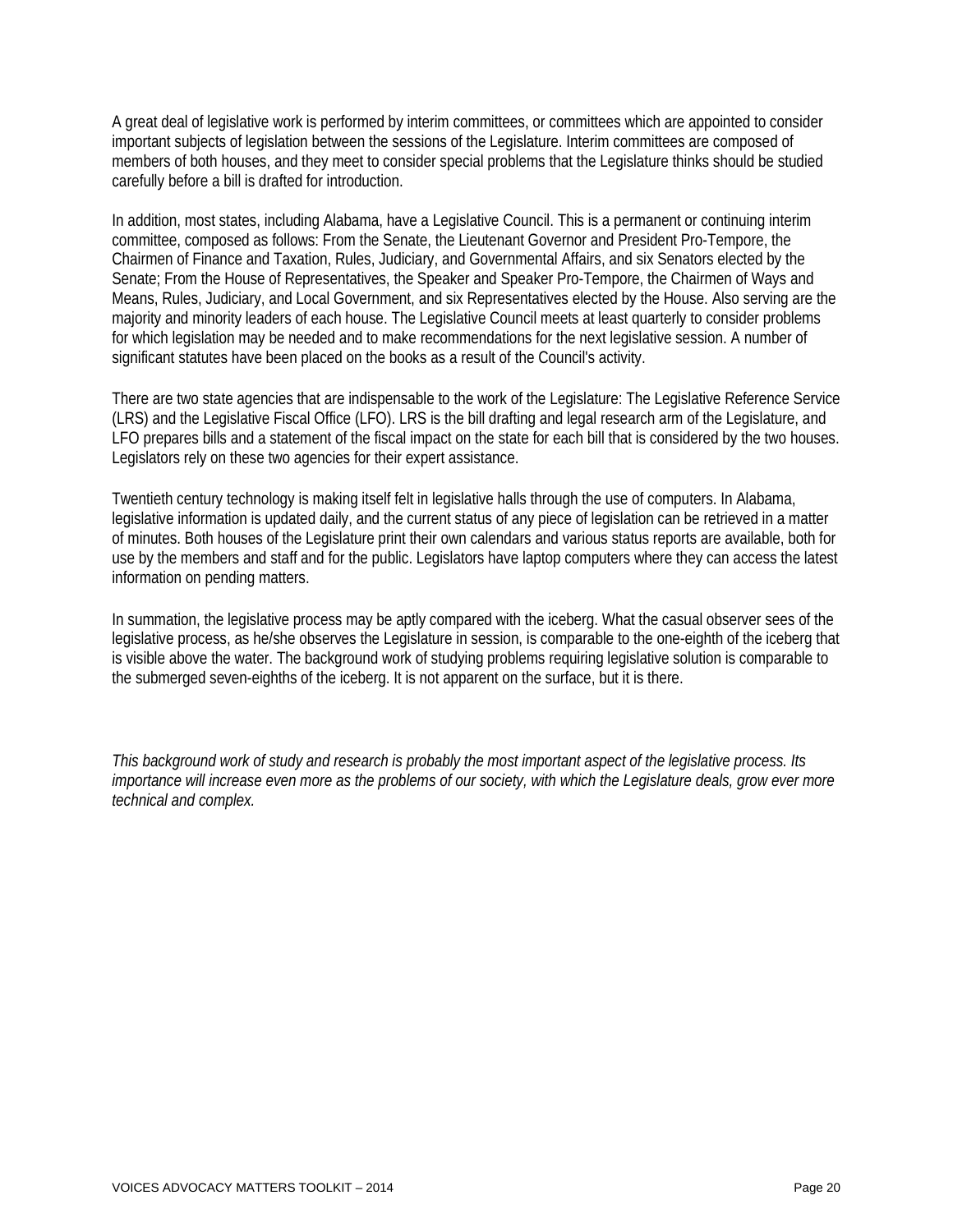A great deal of legislative work is performed by interim committees, or committees which are appointed to consider important subjects of legislation between the sessions of the Legislature. Interim committees are composed of members of both houses, and they meet to consider special problems that the Legislature thinks should be studied carefully before a bill is drafted for introduction.

In addition, most states, including Alabama, have a Legislative Council. This is a permanent or continuing interim committee, composed as follows: From the Senate, the Lieutenant Governor and President Pro-Tempore, the Chairmen of Finance and Taxation, Rules, Judiciary, and Governmental Affairs, and six Senators elected by the Senate; From the House of Representatives, the Speaker and Speaker Pro-Tempore, the Chairmen of Ways and Means, Rules, Judiciary, and Local Government, and six Representatives elected by the House. Also serving are the majority and minority leaders of each house. The Legislative Council meets at least quarterly to consider problems for which legislation may be needed and to make recommendations for the next legislative session. A number of significant statutes have been placed on the books as a result of the Council's activity.

There are two state agencies that are indispensable to the work of the Legislature: The Legislative Reference Service (LRS) and the Legislative Fiscal Office (LFO). LRS is the bill drafting and legal research arm of the Legislature, and LFO prepares bills and a statement of the fiscal impact on the state for each bill that is considered by the two houses. Legislators rely on these two agencies for their expert assistance.

Twentieth century technology is making itself felt in legislative halls through the use of computers. In Alabama, legislative information is updated daily, and the current status of any piece of legislation can be retrieved in a matter of minutes. Both houses of the Legislature print their own calendars and various status reports are available, both for use by the members and staff and for the public. Legislators have laptop computers where they can access the latest information on pending matters.

In summation, the legislative process may be aptly compared with the iceberg. What the casual observer sees of the legislative process, as he/she observes the Legislature in session, is comparable to the one-eighth of the iceberg that is visible above the water. The background work of studying problems requiring legislative solution is comparable to the submerged seven-eighths of the iceberg. It is not apparent on the surface, but it is there.

*This background work of study and research is probably the most important aspect of the legislative process. Its importance will increase even more as the problems of our society, with which the Legislature deals, grow ever more technical and complex.*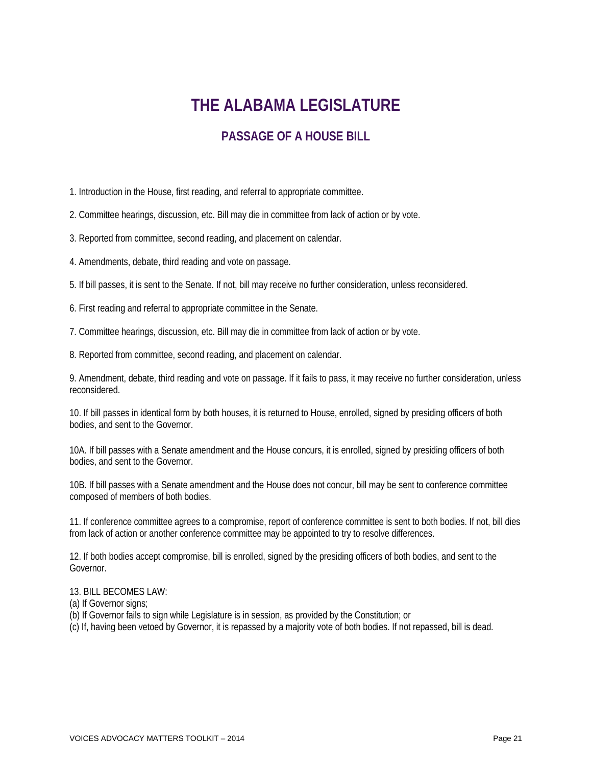# THE ALABAMA LEGISLATURE

## PASSAGE OF A HOUSE BILL

1. Introduction in the House, first reading, and referral to appropriate committee.

2. Committee hearings, discussion, etc. Bill may die in committee from lack of action or by vote.

3. Reported from committee, second reading, and placement on calendar.

4. Amendments, debate, third reading and vote on passage.

5. If bill passes, it is sent to the Senate. If not, bill may receive no further consideration, unless reconsidered.

6. First reading and referral to appropriate committee in the Senate.

7. Committee hearings, discussion, etc. Bill may die in committee from lack of action or by vote.

8. Reported from committee, second reading, and placement on calendar.

9. Amendment, debate, third reading and vote on passage. If it fails to pass, it may receive no further consideration, unless reconsidered.

10. If bill passes in identical form by both houses, it is returned to House, enrolled, signed by presiding officers of both bodies, and sent to the Governor.

10A. If bill passes with a Senate amendment and the House concurs, it is enrolled, signed by presiding officers of both bodies, and sent to the Governor.

10B. If bill passes with a Senate amendment and the House does not concur, bill may be sent to conference committee composed of members of both bodies.

11. If conference committee agrees to a compromise, report of conference committee is sent to both bodies. If not, bill dies from lack of action or another conference committee may be appointed to try to resolve differences.

12. If both bodies accept compromise, bill is enrolled, signed by the presiding officers of both bodies, and sent to the Governor.

13. BILL BECOMES LAW:
(a) If Governor signs;
(b) If Governor fails to sign while Legislature is in session, as provided by the Constitution; or
(c) If, having been vetoed by Governor, it is repassed by a majority vote of both bodies. If not repassed, bill is dead.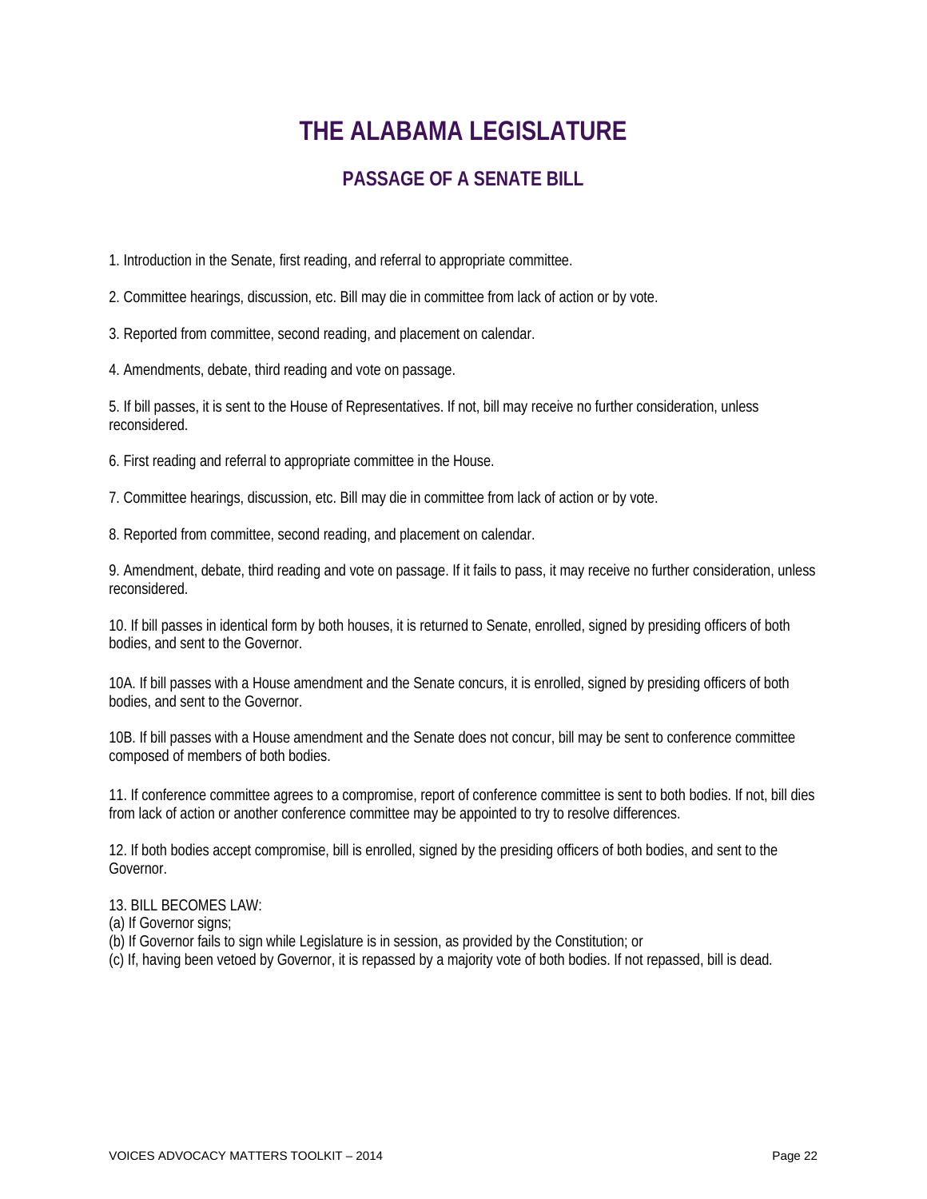# THE ALABAMA LEGISLATURE

## PASSAGE OF A SENATE BILL

1. Introduction in the Senate, first reading, and referral to appropriate committee.

2. Committee hearings, discussion, etc. Bill may die in committee from lack of action or by vote.

3. Reported from committee, second reading, and placement on calendar.

4. Amendments, debate, third reading and vote on passage.

5. If bill passes, it is sent to the House of Representatives. If not, bill may receive no further consideration, unless reconsidered.

6. First reading and referral to appropriate committee in the House.

7. Committee hearings, discussion, etc. Bill may die in committee from lack of action or by vote.

8. Reported from committee, second reading, and placement on calendar.

9. Amendment, debate, third reading and vote on passage. If it fails to pass, it may receive no further consideration, unless reconsidered.

10. If bill passes in identical form by both houses, it is returned to Senate, enrolled, signed by presiding officers of both bodies, and sent to the Governor.

10A. If bill passes with a House amendment and the Senate concurs, it is enrolled, signed by presiding officers of both bodies, and sent to the Governor.

10B. If bill passes with a House amendment and the Senate does not concur, bill may be sent to conference committee composed of members of both bodies.

11. If conference committee agrees to a compromise, report of conference committee is sent to both bodies. If not, bill dies from lack of action or another conference committee may be appointed to try to resolve differences.

12. If both bodies accept compromise, bill is enrolled, signed by the presiding officers of both bodies, and sent to the Governor.

13. BILL BECOMES LAW:
(a) If Governor signs;
(b) If Governor fails to sign while Legislature is in session, as provided by the Constitution; or
(c) If, having been vetoed by Governor, it is repassed by a majority vote of both bodies. If not repassed, bill is dead.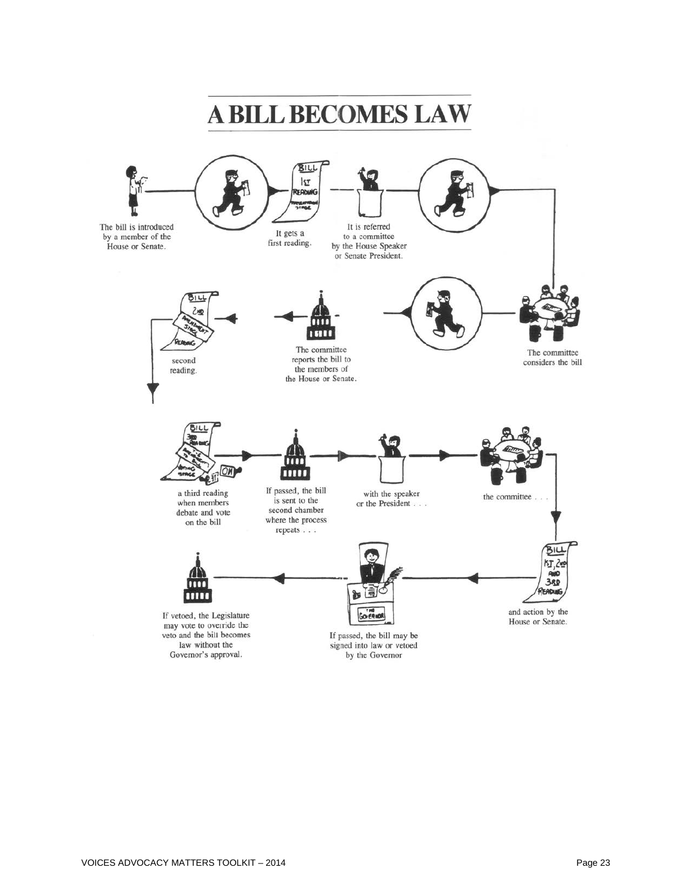# A BILL BECOMES LAW

The bill is introduced by a member of the House or Senate.

It gets a first reading.

It is referred to a committee by the House Speaker or Senate President.

The committee considers the bill

The committee reports the bill to the members of the House or Senate.

second reading.

a third reading when members debate and vote on the bill

If passed, the bill is sent to the second chamber where the process repeats . . .

with the speaker or the President . . .

the committee . . .

and action by the House or Senate.

If passed, the bill may be signed into law or vetoed by the Governor

If vetoed, the Legislature may vote to override the veto and the bill becomes law without the Governor's approval.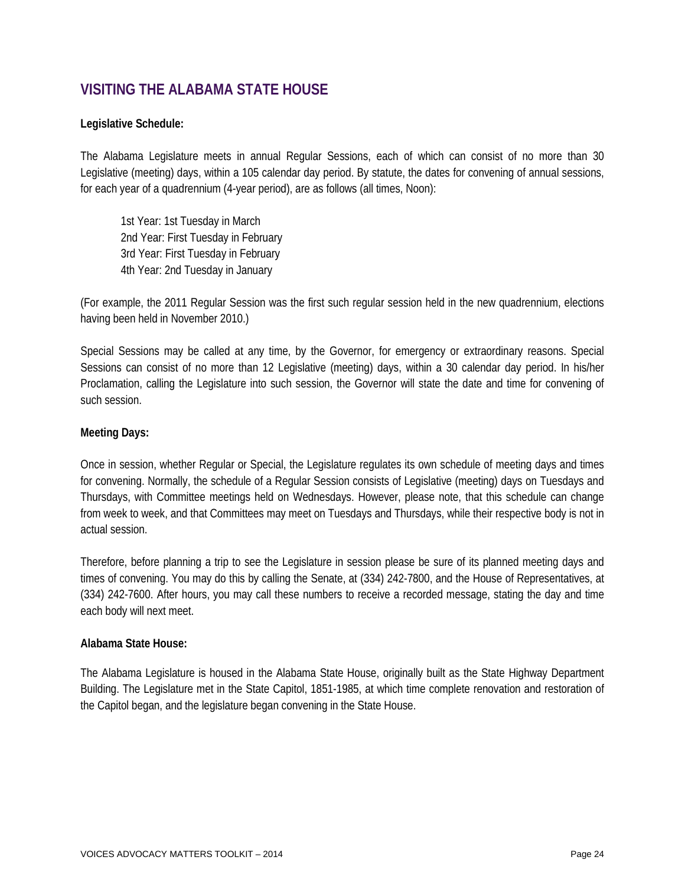## VISITING THE ALABAMA STATE HOUSE

**Legislative Schedule:**

The Alabama Legislature meets in annual Regular Sessions, each of which can consist of no more than 30 Legislative (meeting) days, within a 105 calendar day period. By statute, the dates for convening of annual sessions, for each year of a quadrennium (4-year period), are as follows (all times, Noon):

1st Year: 1st Tuesday in March
2nd Year: First Tuesday in February
3rd Year: First Tuesday in February
4th Year: 2nd Tuesday in January

(For example, the 2011 Regular Session was the first such regular session held in the new quadrennium, elections having been held in November 2010.)

Special Sessions may be called at any time, by the Governor, for emergency or extraordinary reasons. Special Sessions can consist of no more than 12 Legislative (meeting) days, within a 30 calendar day period. In his/her Proclamation, calling the Legislature into such session, the Governor will state the date and time for convening of such session.

**Meeting Days:**

Once in session, whether Regular or Special, the Legislature regulates its own schedule of meeting days and times for convening. Normally, the schedule of a Regular Session consists of Legislative (meeting) days on Tuesdays and Thursdays, with Committee meetings held on Wednesdays. However, please note, that this schedule can change from week to week, and that Committees may meet on Tuesdays and Thursdays, while their respective body is not in actual session.

Therefore, before planning a trip to see the Legislature in session please be sure of its planned meeting days and times of convening. You may do this by calling the Senate, at (334) 242-7800, and the House of Representatives, at (334) 242-7600. After hours, you may call these numbers to receive a recorded message, stating the day and time each body will next meet.

**Alabama State House:**

The Alabama Legislature is housed in the Alabama State House, originally built as the State Highway Department Building. The Legislature met in the State Capitol, 1851-1985, at which time complete renovation and restoration of the Capitol began, and the legislature began convening in the State House.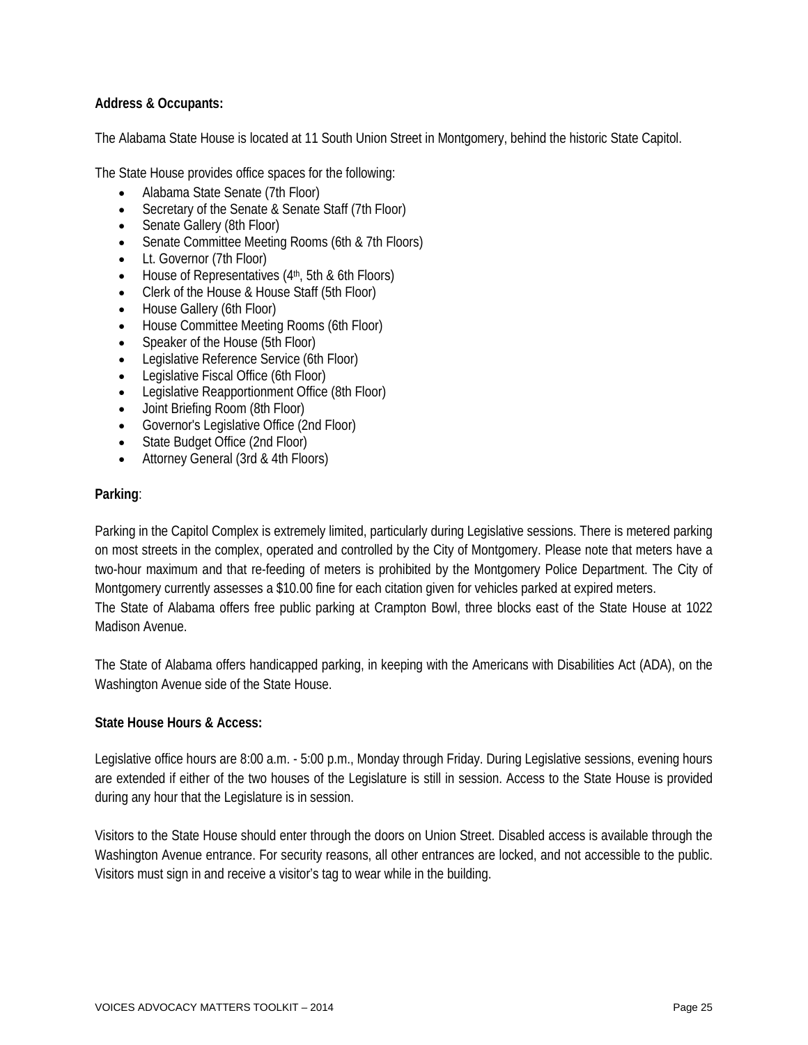**Address & Occupants:**

The Alabama State House is located at 11 South Union Street in Montgomery, behind the historic State Capitol.

The State House provides office spaces for the following:

- Alabama State Senate (7th Floor)
- Secretary of the Senate & Senate Staff (7th Floor)
- Senate Gallery (8th Floor)
- Senate Committee Meeting Rooms (6th & 7th Floors)
- Lt. Governor (7th Floor)
- House of Representatives (4th, 5th & 6th Floors)
- Clerk of the House & House Staff (5th Floor)
- House Gallery (6th Floor)
- House Committee Meeting Rooms (6th Floor)
- Speaker of the House (5th Floor)
- Legislative Reference Service (6th Floor)
- Legislative Fiscal Office (6th Floor)
- Legislative Reapportionment Office (8th Floor)
- Joint Briefing Room (8th Floor)
- Governor's Legislative Office (2nd Floor)
- State Budget Office (2nd Floor)
- Attorney General (3rd & 4th Floors)

**Parking**:

Parking in the Capitol Complex is extremely limited, particularly during Legislative sessions. There is metered parking on most streets in the complex, operated and controlled by the City of Montgomery. Please note that meters have a two-hour maximum and that re-feeding of meters is prohibited by the Montgomery Police Department. The City of Montgomery currently assesses a $10.00 fine for each citation given for vehicles parked at expired meters.
The State of Alabama offers free public parking at Crampton Bowl, three blocks east of the State House at 1022 Madison Avenue.

The State of Alabama offers handicapped parking, in keeping with the Americans with Disabilities Act (ADA), on the Washington Avenue side of the State House.

**State House Hours & Access:**

Legislative office hours are 8:00 a.m. - 5:00 p.m., Monday through Friday. During Legislative sessions, evening hours are extended if either of the two houses of the Legislature is still in session. Access to the State House is provided during any hour that the Legislature is in session.

Visitors to the State House should enter through the doors on Union Street. Disabled access is available through the Washington Avenue entrance. For security reasons, all other entrances are locked, and not accessible to the public. Visitors must sign in and receive a visitor's tag to wear while in the building.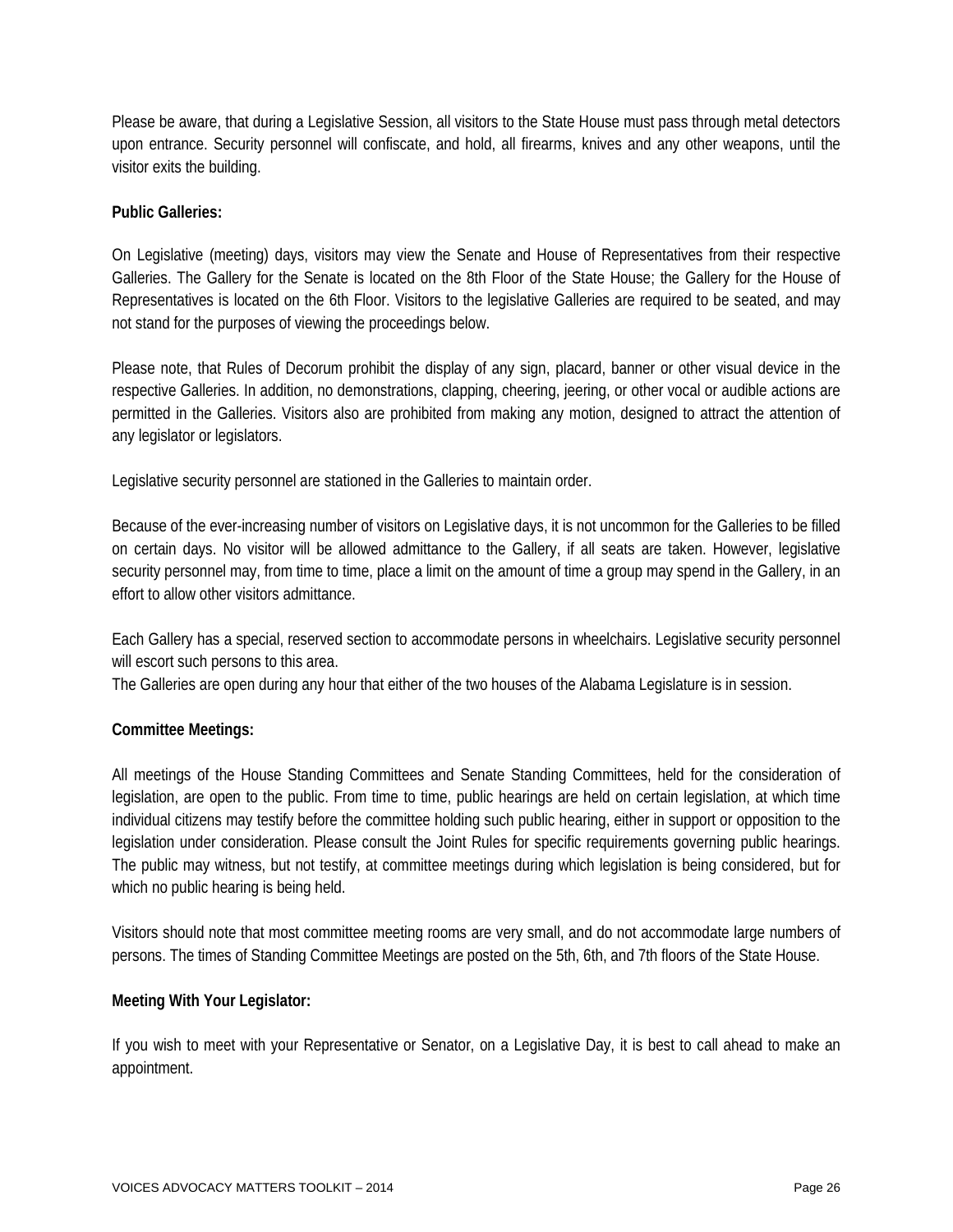Please be aware, that during a Legislative Session, all visitors to the State House must pass through metal detectors upon entrance. Security personnel will confiscate, and hold, all firearms, knives and any other weapons, until the visitor exits the building.

**Public Galleries:**

On Legislative (meeting) days, visitors may view the Senate and House of Representatives from their respective Galleries. The Gallery for the Senate is located on the 8th Floor of the State House; the Gallery for the House of Representatives is located on the 6th Floor. Visitors to the legislative Galleries are required to be seated, and may not stand for the purposes of viewing the proceedings below.

Please note, that Rules of Decorum prohibit the display of any sign, placard, banner or other visual device in the respective Galleries. In addition, no demonstrations, clapping, cheering, jeering, or other vocal or audible actions are permitted in the Galleries. Visitors also are prohibited from making any motion, designed to attract the attention of any legislator or legislators.

Legislative security personnel are stationed in the Galleries to maintain order.

Because of the ever-increasing number of visitors on Legislative days, it is not uncommon for the Galleries to be filled on certain days. No visitor will be allowed admittance to the Gallery, if all seats are taken. However, legislative security personnel may, from time to time, place a limit on the amount of time a group may spend in the Gallery, in an effort to allow other visitors admittance.

Each Gallery has a special, reserved section to accommodate persons in wheelchairs. Legislative security personnel will escort such persons to this area.
The Galleries are open during any hour that either of the two houses of the Alabama Legislature is in session.

**Committee Meetings:**

All meetings of the House Standing Committees and Senate Standing Committees, held for the consideration of legislation, are open to the public. From time to time, public hearings are held on certain legislation, at which time individual citizens may testify before the committee holding such public hearing, either in support or opposition to the legislation under consideration. Please consult the Joint Rules for specific requirements governing public hearings. The public may witness, but not testify, at committee meetings during which legislation is being considered, but for which no public hearing is being held.

Visitors should note that most committee meeting rooms are very small, and do not accommodate large numbers of persons. The times of Standing Committee Meetings are posted on the 5th, 6th, and 7th floors of the State House.

**Meeting With Your Legislator:**

If you wish to meet with your Representative or Senator, on a Legislative Day, it is best to call ahead to make an appointment.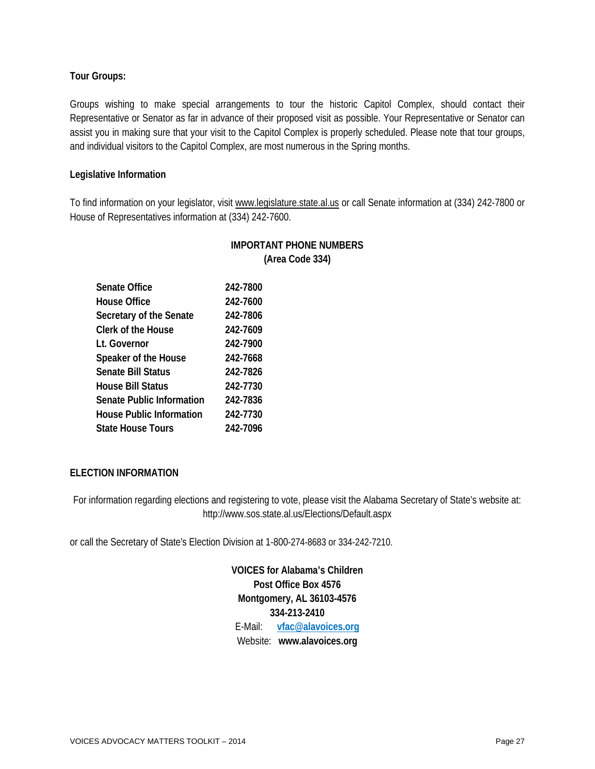**Tour Groups:**

Groups wishing to make special arrangements to tour the historic Capitol Complex, should contact their Representative or Senator as far in advance of their proposed visit as possible. Your Representative or Senator can assist you in making sure that your visit to the Capitol Complex is properly scheduled. Please note that tour groups, and individual visitors to the Capitol Complex, are most numerous in the Spring months.

**Legislative Information**

To find information on your legislator, visit www.legislature.state.al.us or call Senate information at (334) 242-7800 or House of Representatives information at (334) 242-7600.

**IMPORTANT PHONE NUMBERS**
**(Area Code 334)**

| | |
|---|---|
| **Senate Office** | **242-7800** |
| **House Office** | **242-7600** |
| **Secretary of the Senate** | **242-7806** |
| **Clerk of the House** | **242-7609** |
| **Lt. Governor** | **242-7900** |
| **Speaker of the House** | **242-7668** |
| **Senate Bill Status** | **242-7826** |
| **House Bill Status** | **242-7730** |
| **Senate Public Information** | **242-7836** |
| **House Public Information** | **242-7730** |
| **State House Tours** | **242-7096** |

**ELECTION INFORMATION**

For information regarding elections and registering to vote, please visit the Alabama Secretary of State's website at: http://www.sos.state.al.us/Elections/Default.aspx

or call the Secretary of State's Election Division at 1-800-274-8683 or 334-242-7210.

**VOICES for Alabama's Children**
**Post Office Box 4576**
**Montgomery, AL 36103-4576**
**334-213-2410**
E-Mail: **vfac@alavoices.org**
Website: **www.alavoices.org**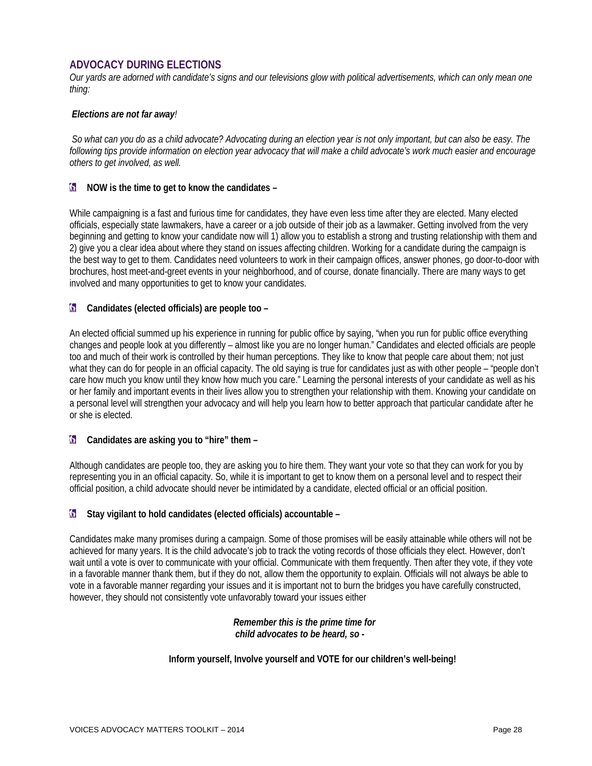## ADVOCACY DURING ELECTIONS

*Our yards are adorned with candidate's signs and our televisions glow with political advertisements, which can only mean one thing:*

***Elections are not far away!***

*So what can you do as a child advocate? Advocating during an election year is not only important, but can also be easy. The following tips provide information on election year advocacy that will make a child advocate's work much easier and encourage others to get involved, as well.*

- **NOW is the time to get to know the candidates –**

While campaigning is a fast and furious time for candidates, they have even less time after they are elected. Many elected officials, especially state lawmakers, have a career or a job outside of their job as a lawmaker. Getting involved from the very beginning and getting to know your candidate now will 1) allow you to establish a strong and trusting relationship with them and 2) give you a clear idea about where they stand on issues affecting children. Working for a candidate during the campaign is the best way to get to them. Candidates need volunteers to work in their campaign offices, answer phones, go door-to-door with brochures, host meet-and-greet events in your neighborhood, and of course, donate financially. There are many ways to get involved and many opportunities to get to know your candidates.

- **Candidates (elected officials) are people too –**

An elected official summed up his experience in running for public office by saying, "when you run for public office everything changes and people look at you differently – almost like you are no longer human." Candidates and elected officials are people too and much of their work is controlled by their human perceptions. They like to know that people care about them; not just what they can do for people in an official capacity. The old saying is true for candidates just as with other people – "people don't care how much you know until they know how much you care." Learning the personal interests of your candidate as well as his or her family and important events in their lives allow you to strengthen your relationship with them. Knowing your candidate on a personal level will strengthen your advocacy and will help you learn how to better approach that particular candidate after he or she is elected.

- **Candidates are asking you to "hire" them –**

Although candidates are people too, they are asking you to hire them. They want your vote so that they can work for you by representing you in an official capacity. So, while it is important to get to know them on a personal level and to respect their official position, a child advocate should never be intimidated by a candidate, elected official or an official position.

- **Stay vigilant to hold candidates (elected officials) accountable –**

Candidates make many promises during a campaign. Some of those promises will be easily attainable while others will not be achieved for many years. It is the child advocate's job to track the voting records of those officials they elect. However, don't wait until a vote is over to communicate with your official. Communicate with them frequently. Then after they vote, if they vote in a favorable manner thank them, but if they do not, allow them the opportunity to explain. Officials will not always be able to vote in a favorable manner regarding your issues and it is important not to burn the bridges you have carefully constructed, however, they should not consistently vote unfavorably toward your issues either

***Remember this is the prime time for child advocates to be heard, so -***

**Inform yourself, Involve yourself and VOTE for our children's well-being!**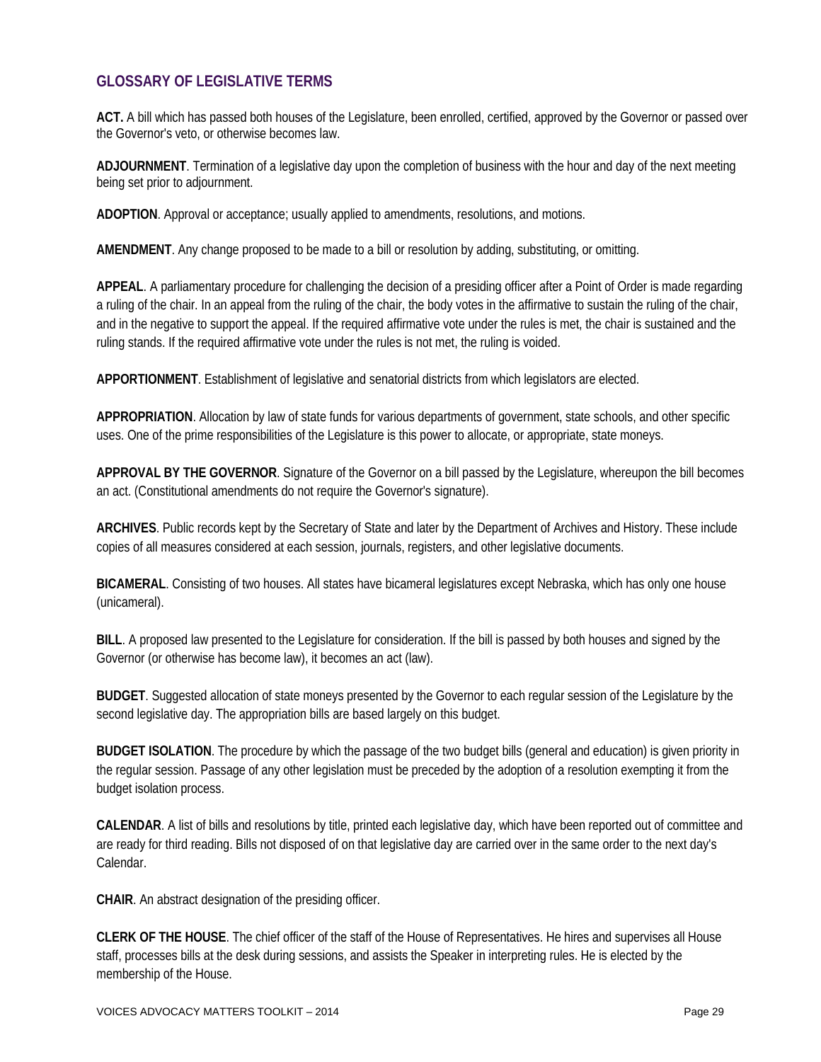## GLOSSARY OF LEGISLATIVE TERMS

**ACT.** A bill which has passed both houses of the Legislature, been enrolled, certified, approved by the Governor or passed over the Governor's veto, or otherwise becomes law.

**ADJOURNMENT**. Termination of a legislative day upon the completion of business with the hour and day of the next meeting being set prior to adjournment.

**ADOPTION**. Approval or acceptance; usually applied to amendments, resolutions, and motions.

**AMENDMENT**. Any change proposed to be made to a bill or resolution by adding, substituting, or omitting.

**APPEAL**. A parliamentary procedure for challenging the decision of a presiding officer after a Point of Order is made regarding a ruling of the chair. In an appeal from the ruling of the chair, the body votes in the affirmative to sustain the ruling of the chair, and in the negative to support the appeal. If the required affirmative vote under the rules is met, the chair is sustained and the ruling stands. If the required affirmative vote under the rules is not met, the ruling is voided.

**APPORTIONMENT**. Establishment of legislative and senatorial districts from which legislators are elected.

**APPROPRIATION**. Allocation by law of state funds for various departments of government, state schools, and other specific uses. One of the prime responsibilities of the Legislature is this power to allocate, or appropriate, state moneys.

**APPROVAL BY THE GOVERNOR**. Signature of the Governor on a bill passed by the Legislature, whereupon the bill becomes an act. (Constitutional amendments do not require the Governor's signature).

**ARCHIVES**. Public records kept by the Secretary of State and later by the Department of Archives and History. These include copies of all measures considered at each session, journals, registers, and other legislative documents.

**BICAMERAL**. Consisting of two houses. All states have bicameral legislatures except Nebraska, which has only one house (unicameral).

**BILL**. A proposed law presented to the Legislature for consideration. If the bill is passed by both houses and signed by the Governor (or otherwise has become law), it becomes an act (law).

**BUDGET**. Suggested allocation of state moneys presented by the Governor to each regular session of the Legislature by the second legislative day. The appropriation bills are based largely on this budget.

**BUDGET ISOLATION**. The procedure by which the passage of the two budget bills (general and education) is given priority in the regular session. Passage of any other legislation must be preceded by the adoption of a resolution exempting it from the budget isolation process.

**CALENDAR**. A list of bills and resolutions by title, printed each legislative day, which have been reported out of committee and are ready for third reading. Bills not disposed of on that legislative day are carried over in the same order to the next day's Calendar.

**CHAIR**. An abstract designation of the presiding officer.

**CLERK OF THE HOUSE**. The chief officer of the staff of the House of Representatives. He hires and supervises all House staff, processes bills at the desk during sessions, and assists the Speaker in interpreting rules. He is elected by the membership of the House.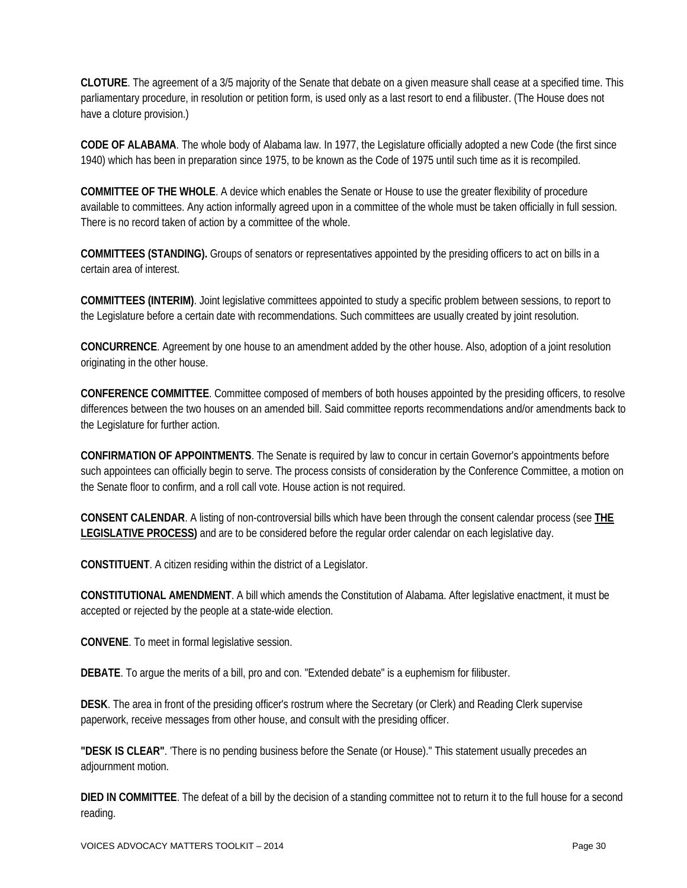**CLOTURE**. The agreement of a 3/5 majority of the Senate that debate on a given measure shall cease at a specified time. This parliamentary procedure, in resolution or petition form, is used only as a last resort to end a filibuster. (The House does not have a cloture provision.)

**CODE OF ALABAMA**. The whole body of Alabama law. In 1977, the Legislature officially adopted a new Code (the first since 1940) which has been in preparation since 1975, to be known as the Code of 1975 until such time as it is recompiled.

**COMMITTEE OF THE WHOLE**. A device which enables the Senate or House to use the greater flexibility of procedure available to committees. Any action informally agreed upon in a committee of the whole must be taken officially in full session. There is no record taken of action by a committee of the whole.

**COMMITTEES (STANDING).** Groups of senators or representatives appointed by the presiding officers to act on bills in a certain area of interest.

**COMMITTEES (INTERIM)**. Joint legislative committees appointed to study a specific problem between sessions, to report to the Legislature before a certain date with recommendations. Such committees are usually created by joint resolution.

**CONCURRENCE**. Agreement by one house to an amendment added by the other house. Also, adoption of a joint resolution originating in the other house.

**CONFERENCE COMMITTEE**. Committee composed of members of both houses appointed by the presiding officers, to resolve differences between the two houses on an amended bill. Said committee reports recommendations and/or amendments back to the Legislature for further action.

**CONFIRMATION OF APPOINTMENTS**. The Senate is required by law to concur in certain Governor's appointments before such appointees can officially begin to serve. The process consists of consideration by the Conference Committee, a motion on the Senate floor to confirm, and a roll call vote. House action is not required.

**CONSENT CALENDAR**. A listing of non-controversial bills which have been through the consent calendar process (see **THE LEGISLATIVE PROCESS)** and are to be considered before the regular order calendar on each legislative day.

**CONSTITUENT**. A citizen residing within the district of a Legislator.

**CONSTITUTIONAL AMENDMENT**. A bill which amends the Constitution of Alabama. After legislative enactment, it must be accepted or rejected by the people at a state-wide election.

**CONVENE**. To meet in formal legislative session.

**DEBATE**. To argue the merits of a bill, pro and con. "Extended debate" is a euphemism for filibuster.

**DESK**. The area in front of the presiding officer's rostrum where the Secretary (or Clerk) and Reading Clerk supervise paperwork, receive messages from other house, and consult with the presiding officer.

**"DESK IS CLEAR"**. 'There is no pending business before the Senate (or House)." This statement usually precedes an adjournment motion.

**DIED IN COMMITTEE**. The defeat of a bill by the decision of a standing committee not to return it to the full house for a second reading.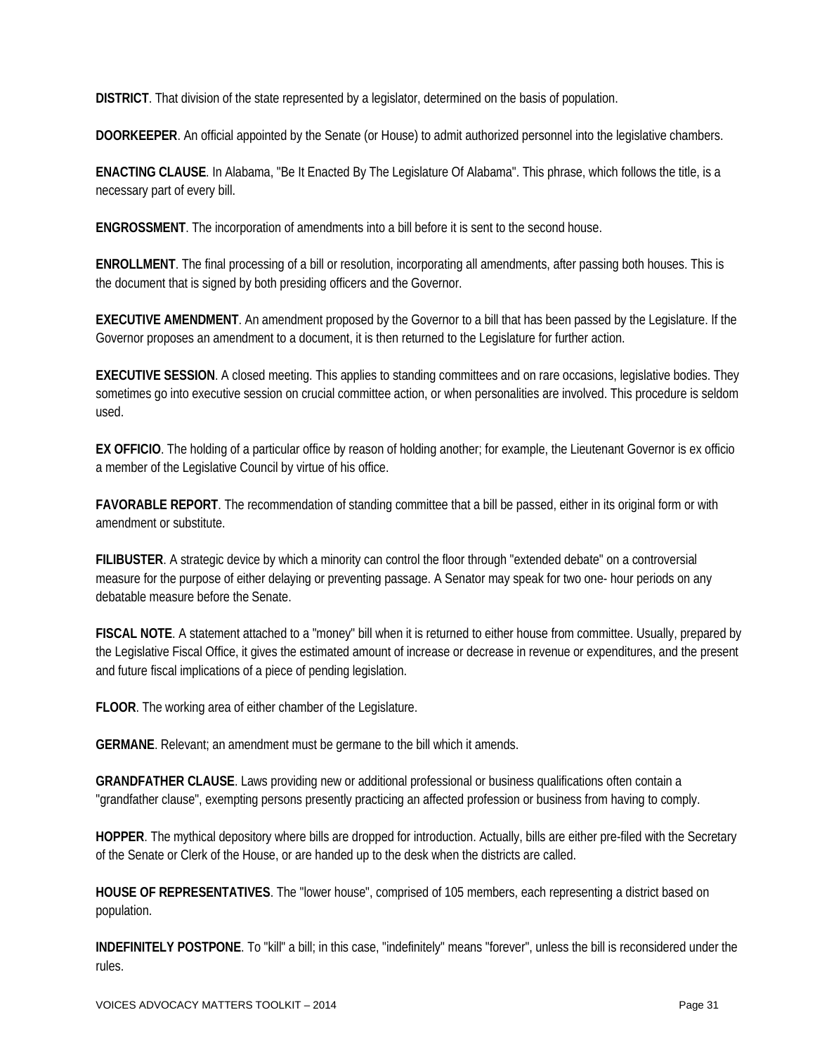**DISTRICT**. That division of the state represented by a legislator, determined on the basis of population.

**DOORKEEPER**. An official appointed by the Senate (or House) to admit authorized personnel into the legislative chambers.

**ENACTING CLAUSE**. In Alabama, "Be It Enacted By The Legislature Of Alabama". This phrase, which follows the title, is a necessary part of every bill.

**ENGROSSMENT**. The incorporation of amendments into a bill before it is sent to the second house.

**ENROLLMENT**. The final processing of a bill or resolution, incorporating all amendments, after passing both houses. This is the document that is signed by both presiding officers and the Governor.

**EXECUTIVE AMENDMENT**. An amendment proposed by the Governor to a bill that has been passed by the Legislature. If the Governor proposes an amendment to a document, it is then returned to the Legislature for further action.

**EXECUTIVE SESSION**. A closed meeting. This applies to standing committees and on rare occasions, legislative bodies. They sometimes go into executive session on crucial committee action, or when personalities are involved. This procedure is seldom used.

**EX OFFICIO**. The holding of a particular office by reason of holding another; for example, the Lieutenant Governor is ex officio a member of the Legislative Council by virtue of his office.

**FAVORABLE REPORT**. The recommendation of standing committee that a bill be passed, either in its original form or with amendment or substitute.

**FILIBUSTER**. A strategic device by which a minority can control the floor through "extended debate" on a controversial measure for the purpose of either delaying or preventing passage. A Senator may speak for two one- hour periods on any debatable measure before the Senate.

**FISCAL NOTE**. A statement attached to a "money" bill when it is returned to either house from committee. Usually, prepared by the Legislative Fiscal Office, it gives the estimated amount of increase or decrease in revenue or expenditures, and the present and future fiscal implications of a piece of pending legislation.

**FLOOR**. The working area of either chamber of the Legislature.

**GERMANE**. Relevant; an amendment must be germane to the bill which it amends.

**GRANDFATHER CLAUSE**. Laws providing new or additional professional or business qualifications often contain a "grandfather clause", exempting persons presently practicing an affected profession or business from having to comply.

**HOPPER**. The mythical depository where bills are dropped for introduction. Actually, bills are either pre-filed with the Secretary of the Senate or Clerk of the House, or are handed up to the desk when the districts are called.

**HOUSE OF REPRESENTATIVES**. The "lower house", comprised of 105 members, each representing a district based on population.

**INDEFINITELY POSTPONE**. To "kill" a bill; in this case, "indefinitely" means "forever", unless the bill is reconsidered under the rules.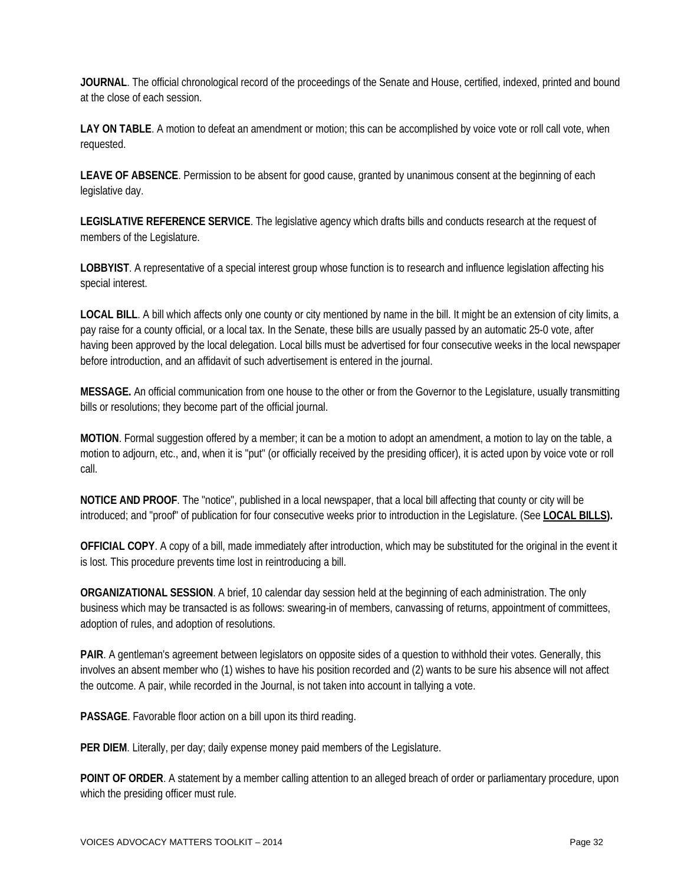**JOURNAL**. The official chronological record of the proceedings of the Senate and House, certified, indexed, printed and bound at the close of each session.

**LAY ON TABLE**. A motion to defeat an amendment or motion; this can be accomplished by voice vote or roll call vote, when requested.

**LEAVE OF ABSENCE**. Permission to be absent for good cause, granted by unanimous consent at the beginning of each legislative day.

**LEGISLATIVE REFERENCE SERVICE**. The legislative agency which drafts bills and conducts research at the request of members of the Legislature.

**LOBBYIST**. A representative of a special interest group whose function is to research and influence legislation affecting his special interest.

**LOCAL BILL**. A bill which affects only one county or city mentioned by name in the bill. It might be an extension of city limits, a pay raise for a county official, or a local tax. In the Senate, these bills are usually passed by an automatic 25-0 vote, after having been approved by the local delegation. Local bills must be advertised for four consecutive weeks in the local newspaper before introduction, and an affidavit of such advertisement is entered in the journal.

**MESSAGE.** An official communication from one house to the other or from the Governor to the Legislature, usually transmitting bills or resolutions; they become part of the official journal.

**MOTION**. Formal suggestion offered by a member; it can be a motion to adopt an amendment, a motion to lay on the table, a motion to adjourn, etc., and, when it is "put" (or officially received by the presiding officer), it is acted upon by voice vote or roll call.

**NOTICE AND PROOF**. The "notice", published in a local newspaper, that a local bill affecting that county or city will be introduced; and "proof" of publication for four consecutive weeks prior to introduction in the Legislature. (See **LOCAL BILLS).**

**OFFICIAL COPY**. A copy of a bill, made immediately after introduction, which may be substituted for the original in the event it is lost. This procedure prevents time lost in reintroducing a bill.

**ORGANIZATIONAL SESSION**. A brief, 10 calendar day session held at the beginning of each administration. The only business which may be transacted is as follows: swearing-in of members, canvassing of returns, appointment of committees, adoption of rules, and adoption of resolutions.

**PAIR**. A gentleman's agreement between legislators on opposite sides of a question to withhold their votes. Generally, this involves an absent member who (1) wishes to have his position recorded and (2) wants to be sure his absence will not affect the outcome. A pair, while recorded in the Journal, is not taken into account in tallying a vote.

**PASSAGE**. Favorable floor action on a bill upon its third reading.

**PER DIEM**. Literally, per day; daily expense money paid members of the Legislature.

**POINT OF ORDER**. A statement by a member calling attention to an alleged breach of order or parliamentary procedure, upon which the presiding officer must rule.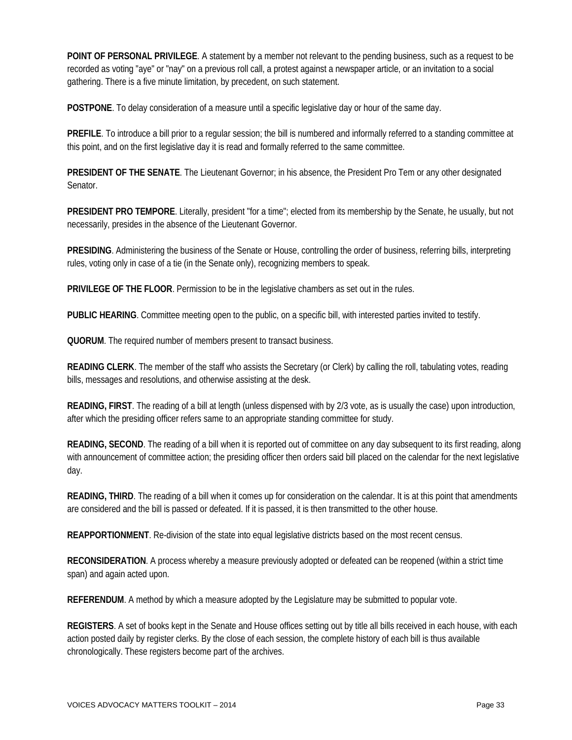**POINT OF PERSONAL PRIVILEGE**. A statement by a member not relevant to the pending business, such as a request to be recorded as voting "aye" or "nay" on a previous roll call, a protest against a newspaper article, or an invitation to a social gathering. There is a five minute limitation, by precedent, on such statement.

**POSTPONE**. To delay consideration of a measure until a specific legislative day or hour of the same day.

**PREFILE**. To introduce a bill prior to a regular session; the bill is numbered and informally referred to a standing committee at this point, and on the first legislative day it is read and formally referred to the same committee.

**PRESIDENT OF THE SENATE**. The Lieutenant Governor; in his absence, the President Pro Tem or any other designated Senator.

**PRESIDENT PRO TEMPORE**. Literally, president "for a time"; elected from its membership by the Senate, he usually, but not necessarily, presides in the absence of the Lieutenant Governor.

**PRESIDING**. Administering the business of the Senate or House, controlling the order of business, referring bills, interpreting rules, voting only in case of a tie (in the Senate only), recognizing members to speak.

**PRIVILEGE OF THE FLOOR**. Permission to be in the legislative chambers as set out in the rules.

**PUBLIC HEARING**. Committee meeting open to the public, on a specific bill, with interested parties invited to testify.

**QUORUM**. The required number of members present to transact business.

**READING CLERK**. The member of the staff who assists the Secretary (or Clerk) by calling the roll, tabulating votes, reading bills, messages and resolutions, and otherwise assisting at the desk.

**READING, FIRST**. The reading of a bill at length (unless dispensed with by 2/3 vote, as is usually the case) upon introduction, after which the presiding officer refers same to an appropriate standing committee for study.

**READING, SECOND**. The reading of a bill when it is reported out of committee on any day subsequent to its first reading, along with announcement of committee action; the presiding officer then orders said bill placed on the calendar for the next legislative day.

**READING, THIRD**. The reading of a bill when it comes up for consideration on the calendar. It is at this point that amendments are considered and the bill is passed or defeated. If it is passed, it is then transmitted to the other house.

**REAPPORTIONMENT**. Re-division of the state into equal legislative districts based on the most recent census.

**RECONSIDERATION**. A process whereby a measure previously adopted or defeated can be reopened (within a strict time span) and again acted upon.

**REFERENDUM**. A method by which a measure adopted by the Legislature may be submitted to popular vote.

**REGISTERS**. A set of books kept in the Senate and House offices setting out by title all bills received in each house, with each action posted daily by register clerks. By the close of each session, the complete history of each bill is thus available chronologically. These registers become part of the archives.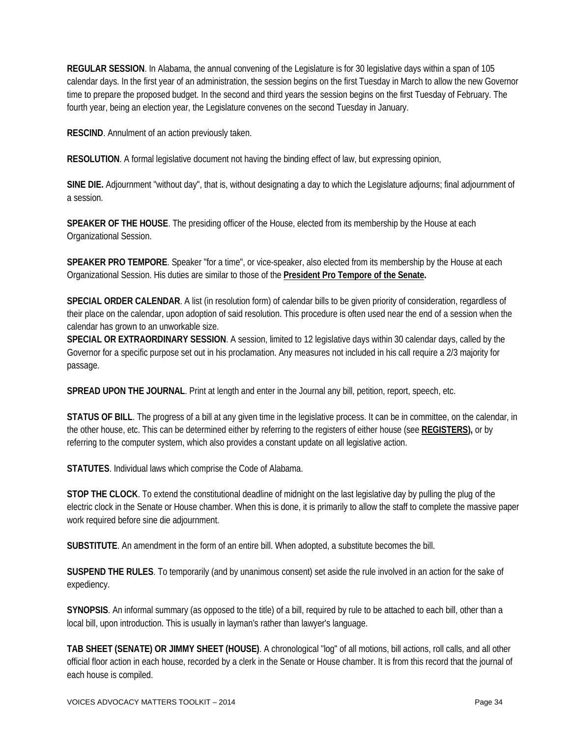**REGULAR SESSION**. In Alabama, the annual convening of the Legislature is for 30 legislative days within a span of 105 calendar days. In the first year of an administration, the session begins on the first Tuesday in March to allow the new Governor time to prepare the proposed budget. In the second and third years the session begins on the first Tuesday of February. The fourth year, being an election year, the Legislature convenes on the second Tuesday in January.

**RESCIND**. Annulment of an action previously taken.

**RESOLUTION**. A formal legislative document not having the binding effect of law, but expressing opinion,

**SINE DIE.** Adjournment "without day", that is, without designating a day to which the Legislature adjourns; final adjournment of a session.

**SPEAKER OF THE HOUSE**. The presiding officer of the House, elected from its membership by the House at each Organizational Session.

**SPEAKER PRO TEMPORE**. Speaker "for a time", or vice-speaker, also elected from its membership by the House at each Organizational Session. His duties are similar to those of the **President Pro Tempore of the Senate.**

**SPECIAL ORDER CALENDAR**. A list (in resolution form) of calendar bills to be given priority of consideration, regardless of their place on the calendar, upon adoption of said resolution. This procedure is often used near the end of a session when the calendar has grown to an unworkable size.

**SPECIAL OR EXTRAORDINARY SESSION**. A session, limited to 12 legislative days within 30 calendar days, called by the Governor for a specific purpose set out in his proclamation. Any measures not included in his call require a 2/3 majority for passage.

**SPREAD UPON THE JOURNAL**. Print at length and enter in the Journal any bill, petition, report, speech, etc.

**STATUS OF BILL**. The progress of a bill at any given time in the legislative process. It can be in committee, on the calendar, in the other house, etc. This can be determined either by referring to the registers of either house (see **REGISTERS),** or by referring to the computer system, which also provides a constant update on all legislative action.

**STATUTES**. Individual laws which comprise the Code of Alabama.

**STOP THE CLOCK**. To extend the constitutional deadline of midnight on the last legislative day by pulling the plug of the electric clock in the Senate or House chamber. When this is done, it is primarily to allow the staff to complete the massive paper work required before sine die adjournment.

**SUBSTITUTE**. An amendment in the form of an entire bill. When adopted, a substitute becomes the bill.

**SUSPEND THE RULES**. To temporarily (and by unanimous consent) set aside the rule involved in an action for the sake of expediency.

**SYNOPSIS**. An informal summary (as opposed to the title) of a bill, required by rule to be attached to each bill, other than a local bill, upon introduction. This is usually in layman's rather than lawyer's language.

**TAB SHEET (SENATE) OR JIMMY SHEET (HOUSE)**. A chronological "log" of all motions, bill actions, roll calls, and all other official floor action in each house, recorded by a clerk in the Senate or House chamber. It is from this record that the journal of each house is compiled.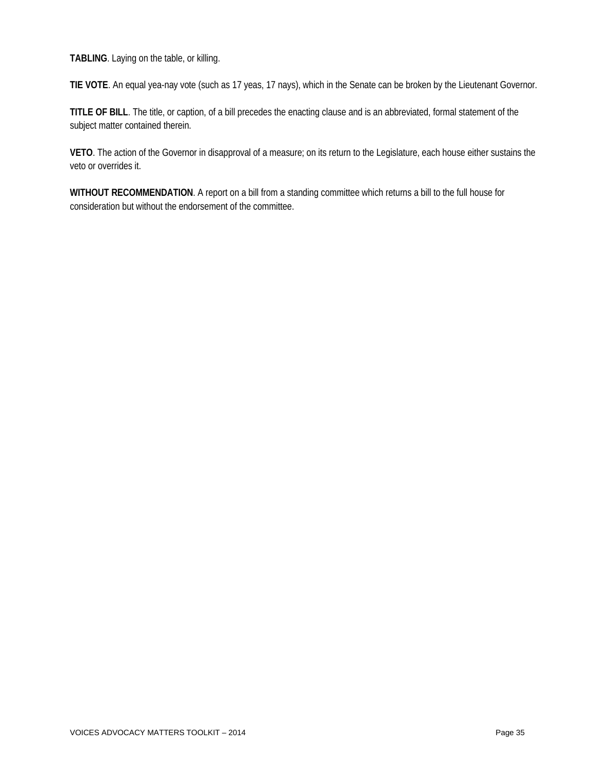**TABLING**. Laying on the table, or killing.

**TIE VOTE**. An equal yea-nay vote (such as 17 yeas, 17 nays), which in the Senate can be broken by the Lieutenant Governor.

**TITLE OF BILL**. The title, or caption, of a bill precedes the enacting clause and is an abbreviated, formal statement of the subject matter contained therein.

**VETO**. The action of the Governor in disapproval of a measure; on its return to the Legislature, each house either sustains the veto or overrides it.

**WITHOUT RECOMMENDATION**. A report on a bill from a standing committee which returns a bill to the full house for consideration but without the endorsement of the committee.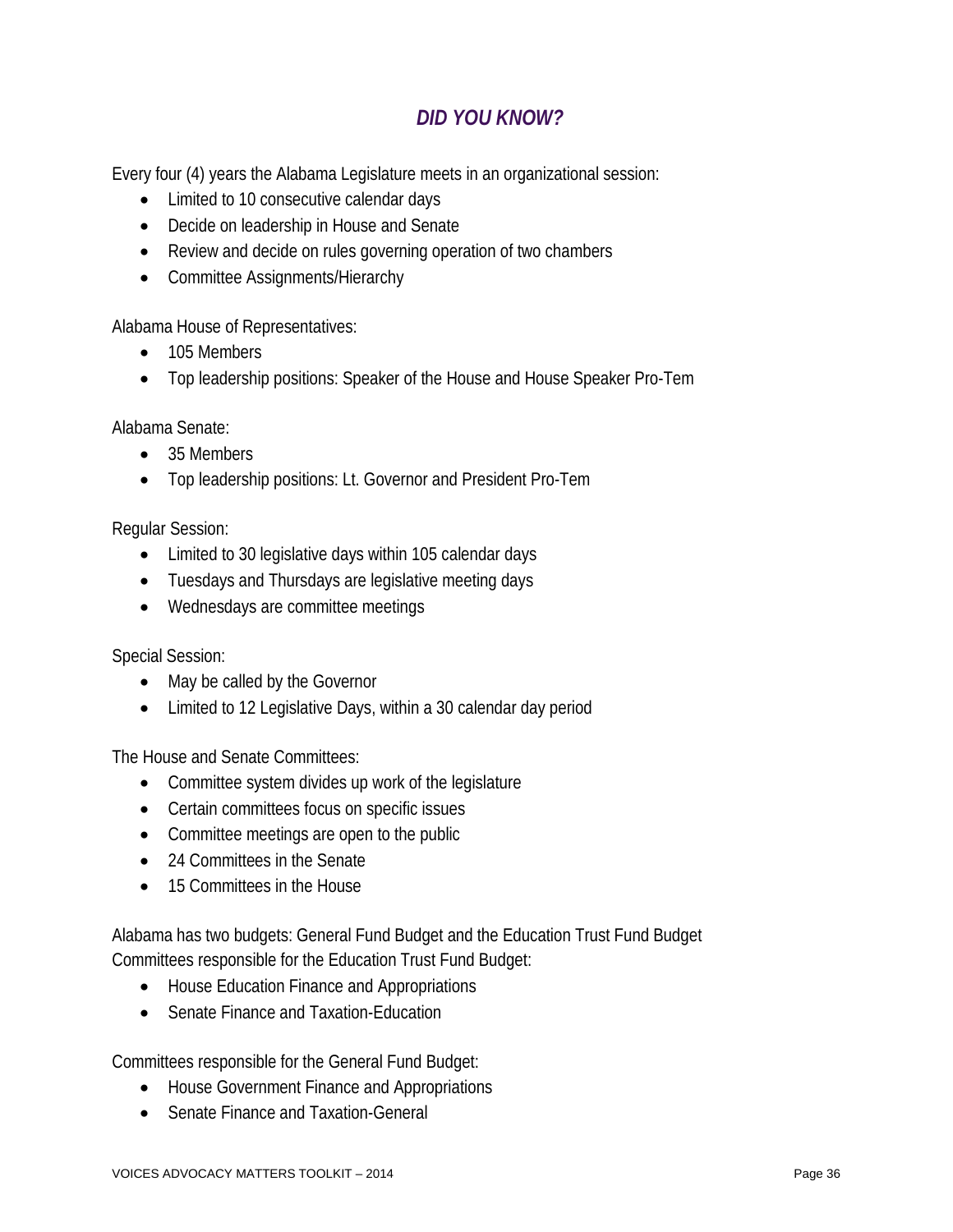# *DID YOU KNOW?*

Every four (4) years the Alabama Legislature meets in an organizational session:

- Limited to 10 consecutive calendar days
- Decide on leadership in House and Senate
- Review and decide on rules governing operation of two chambers
- Committee Assignments/Hierarchy

Alabama House of Representatives:

- 105 Members
- Top leadership positions: Speaker of the House and House Speaker Pro-Tem

Alabama Senate:

- 35 Members
- Top leadership positions: Lt. Governor and President Pro-Tem

Regular Session:

- Limited to 30 legislative days within 105 calendar days
- Tuesdays and Thursdays are legislative meeting days
- Wednesdays are committee meetings

Special Session:

- May be called by the Governor
- Limited to 12 Legislative Days, within a 30 calendar day period

The House and Senate Committees:

- Committee system divides up work of the legislature
- Certain committees focus on specific issues
- Committee meetings are open to the public
- 24 Committees in the Senate
- 15 Committees in the House

Alabama has two budgets: General Fund Budget and the Education Trust Fund Budget
Committees responsible for the Education Trust Fund Budget:

- House Education Finance and Appropriations
- Senate Finance and Taxation-Education

Committees responsible for the General Fund Budget:

- House Government Finance and Appropriations
- Senate Finance and Taxation-General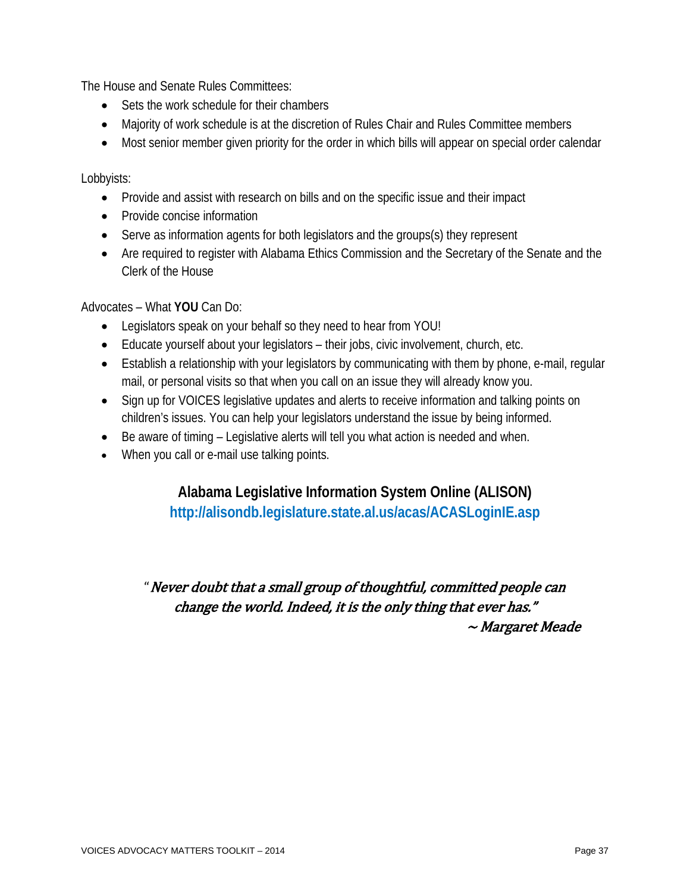The House and Senate Rules Committees:

- Sets the work schedule for their chambers
- Majority of work schedule is at the discretion of Rules Chair and Rules Committee members
- Most senior member given priority for the order in which bills will appear on special order calendar

Lobbyists:

- Provide and assist with research on bills and on the specific issue and their impact
- Provide concise information
- Serve as information agents for both legislators and the groups(s) they represent
- Are required to register with Alabama Ethics Commission and the Secretary of the Senate and the Clerk of the House

Advocates – What **YOU** Can Do:

- Legislators speak on your behalf so they need to hear from YOU!
- Educate yourself about your legislators – their jobs, civic involvement, church, etc.
- Establish a relationship with your legislators by communicating with them by phone, e-mail, regular mail, or personal visits so that when you call on an issue they will already know you.
- Sign up for VOICES legislative updates and alerts to receive information and talking points on children's issues. You can help your legislators understand the issue by being informed.
- Be aware of timing – Legislative alerts will tell you what action is needed and when.
- When you call or e-mail use talking points.

**Alabama Legislative Information System Online (ALISON)**
**http://alisondb.legislature.state.al.us/acas/ACASLoginIE.asp**

"*Never doubt that a small group of thoughtful, committed people can change the world. Indeed, it is the only thing that ever has."*
*~ Margaret Meade*